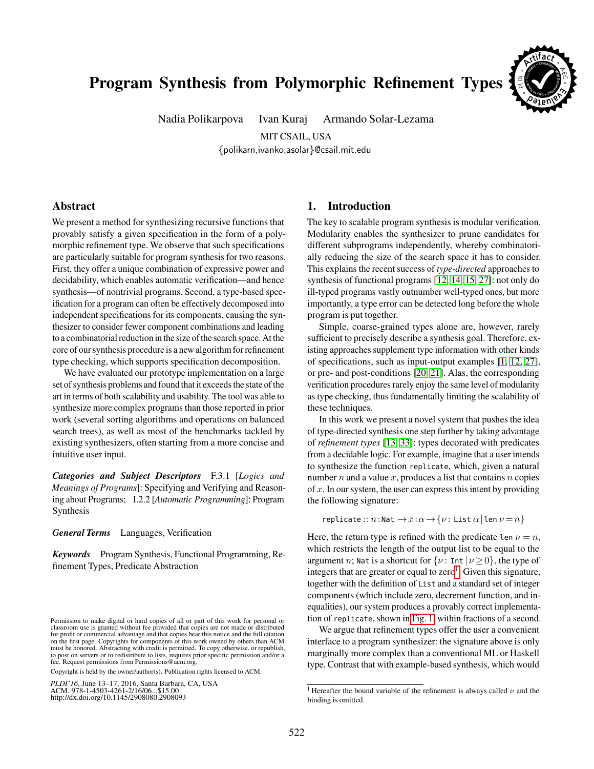# Program Synthesis from Polymorphic Refinement Types

Nadia Polikarpova Ivan Kuraj Armando Solar-Lezama

MIT CSAIL, USA

{polikarn,ivanko,asolar}@csail.mit.edu

## Abstract

We present a method for synthesizing recursive functions that provably satisfy a given specification in the form of a polymorphic refinement type. We observe that such specifications are particularly suitable for program synthesis for two reasons. First, they offer a unique combination of expressive power and decidability, which enables automatic verification—and hence synthesis—of nontrivial programs. Second, a type-based specification for a program can often be effectively decomposed into independent specifications for its components, causing the synthesizer to consider fewer component combinations and leading to a combinatorial reduction in the size of the search space. At the core of our synthesis procedure is a new algorithm for refinement type checking, which supports specification decomposition.

We have evaluated our prototype implementation on a large set of synthesis problems and found that it exceeds the state of the art in terms of both scalability and usability. The tool was able to synthesize more complex programs than those reported in prior work (several sorting algorithms and operations on balanced search trees), as well as most of the benchmarks tackled by existing synthesizers, often starting from a more concise and intuitive user input.

***Categories and Subject Descriptors*** F.3.1 [*Logics and Meanings of Programs*]: Specifying and Verifying and Reasoning about Programs; I.2.2 [*Automatic Programming*]: Program Synthesis

***General Terms*** Languages, Verification

***Keywords*** Program Synthesis, Functional Programming, Refinement Types, Predicate Abstraction

Permission to make digital or hard copies of all or part of this work for personal or classroom use is granted without fee provided that copies are not made or distributed for profit or commercial advantage and that copies bear this notice and the full citation on the first page. Copyrights for components of this work owned by others than ACM must be honored. Abstracting with credit is permitted. To copy otherwise, or republish, to post on servers or to redistribute to lists, requires prior specific permission and/or a fee. Request permissions from Permissions@acm.org.

Copyright is held by the owner/author(s). Publication rights licensed to ACM.

*PLDI'16*, June 13–17, 2016, Santa Barbara, CA, USA
ACM. 978-1-4503-4261-2/16/06...$15.00
http://dx.doi.org/10.1145/2908080.2908093

## 1. Introduction

The key to scalable program synthesis is modular verification. Modularity enables the synthesizer to prune candidates for different subprograms independently, whereby combinatorially reducing the size of the search space it has to consider. This explains the recent success of *type-directed* approaches to synthesis of functional programs [12, 14, 15, 27]: not only do ill-typed programs vastly outnumber well-typed ones, but more importantly, a type error can be detected long before the whole program is put together.

Simple, coarse-grained types alone are, however, rarely sufficient to precisely describe a synthesis goal. Therefore, existing approaches supplement type information with other kinds of specifications, such as input-output examples [1, 12, 27], or pre- and post-conditions [20, 21]. Alas, the corresponding verification procedures rarely enjoy the same level of modularity as type checking, thus fundamentally limiting the scalability of these techniques.

In this work we present a novel system that pushes the idea of type-directed synthesis one step further by taking advantage of *refinement types* [13, 33]: types decorated with predicates from a decidable logic. For example, imagine that a user intends to synthesize the function `replicate`, which, given a natural number $n$ and a value $x$, produces a list that contains $n$ copies of $x$. In our system, the user can express this intent by providing the following signature:

$$\texttt{replicate} :: n{:}\texttt{Nat} \to x{:}\alpha \to \{\nu \colon \texttt{List}\ \alpha \mid \texttt{len}\ \nu = n\}$$

Here, the return type is refined with the predicate $\texttt{len}\ \nu = n$, which restricts the length of the output list to be equal to the argument $n$; `Nat` is a shortcut for $\{\nu \colon \texttt{Int} \mid \nu \geq 0\}$, the type of integers that are greater or equal to zero[1]. Given this signature, together with the definition of `List` and a standard set of integer components (which include zero, decrement function, and inequalities), our system produces a provably correct implementation of `replicate`, shown in Fig. 1, within fractions of a second.

We argue that refinement types offer the user a convenient interface to a program synthesizer: the signature above is only marginally more complex than a conventional ML or Haskell type. Contrast that with example-based synthesis, which would

[1] Hereafter the bound variable of the refinement is always called $\nu$ and the binding is omitted.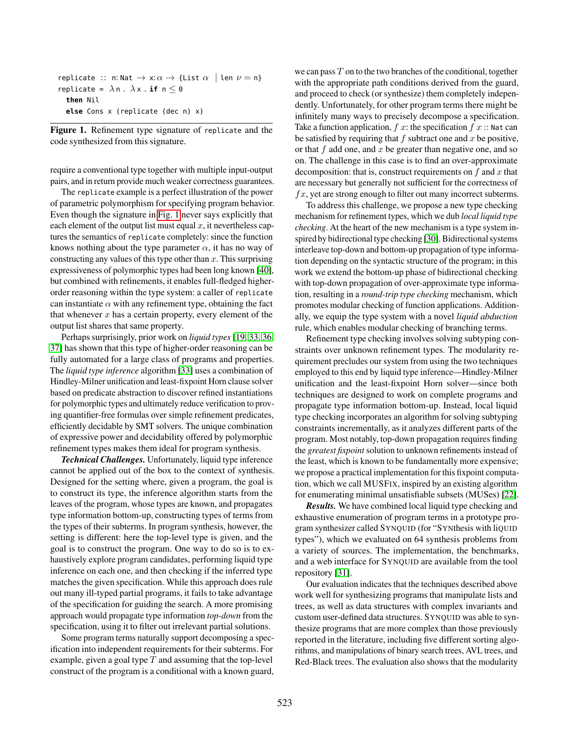```
replicate :: n:Nat → x:α → {List α | len ν = n}
replicate = λn . λx . if n ≤ 0
  then Nil
  else Cons x (replicate (dec n) x)
```

**Figure 1.** Refinement type signature of `replicate` and the code synthesized from this signature.

require a conventional type together with multiple input-output pairs, and in return provide much weaker correctness guarantees.

The `replicate` example is a perfect illustration of the power of parametric polymorphism for specifying program behavior. Even though the signature in Fig. 1 never says explicitly that each element of the output list must equal $x$, it nevertheless captures the semantics of `replicate` completely: since the function knows nothing about the type parameter $\alpha$, it has no way of constructing any values of this type other than $x$. This surprising expressiveness of polymorphic types had been long known [40], but combined with refinements, it enables full-fledged higher-order reasoning within the type system: a caller of `replicate` can instantiate $\alpha$ with any refinement type, obtaining the fact that whenever $x$ has a certain property, every element of the output list shares that same property.

Perhaps surprisingly, prior work on *liquid types* [19, 33, 36, 37] has shown that this type of higher-order reasoning can be fully automated for a large class of programs and properties. The *liquid type inference* algorithm [33] uses a combination of Hindley-Milner unification and least-fixpoint Horn clause solver based on predicate abstraction to discover refined instantiations for polymorphic types and ultimately reduce verification to proving quantifier-free formulas over simple refinement predicates, efficiently decidable by SMT solvers. The unique combination of expressive power and decidability offered by polymorphic refinement types makes them ideal for program synthesis.

***Technical Challenges.*** Unfortunately, liquid type inference cannot be applied out of the box to the context of synthesis. Designed for the setting where, given a program, the goal is to construct its type, the inference algorithm starts from the leaves of the program, whose types are known, and propagates type information bottom-up, constructing types of terms from the types of their subterms. In program synthesis, however, the setting is different: here the top-level type is given, and the goal is to construct the program. One way to do so is to exhaustively explore program candidates, performing liquid type inference on each one, and then checking if the inferred type matches the given specification. While this approach does rule out many ill-typed partial programs, it fails to take advantage of the specification for guiding the search. A more promising approach would propagate type information *top-down* from the specification, using it to filter out irrelevant partial solutions.

Some program terms naturally support decomposing a specification into independent requirements for their subterms. For example, given a goal type $T$ and assuming that the top-level construct of the program is a conditional with a known guard, we can pass $T$ on to the two branches of the conditional, together with the appropriate path conditions derived from the guard, and proceed to check (or synthesize) them completely independently. Unfortunately, for other program terms there might be infinitely many ways to precisely decompose a specification. Take a function application, $f\ x$: the specification $f\ x$ :: `Nat` can be satisfied by requiring that $f$ subtract one and $x$ be positive, or that $f$ add one, and $x$ be greater than negative one, and so on. The challenge in this case is to find an over-approximate decomposition: that is, construct requirements on $f$ and $x$ that are necessary but generally not sufficient for the correctness of $f\,x$, yet are strong enough to filter out many incorrect subterms.

To address this challenge, we propose a new type checking mechanism for refinement types, which we dub *local liquid type checking*. At the heart of the new mechanism is a type system inspired by bidirectional type checking [30]. Bidirectional systems interleave top-down and bottom-up propagation of type information depending on the syntactic structure of the program; in this work we extend the bottom-up phase of bidirectional checking with top-down propagation of over-approximate type information, resulting in a *round-trip type checking* mechanism, which promotes modular checking of function applications. Additionally, we equip the type system with a novel *liquid abduction* rule, which enables modular checking of branching terms.

Refinement type checking involves solving subtyping constraints over unknown refinement types. The modularity requirement precludes our system from using the two techniques employed to this end by liquid type inference—Hindley-Milner unification and the least-fixpoint Horn solver—since both techniques are designed to work on complete programs and propagate type information bottom-up. Instead, local liquid type checking incorporates an algorithm for solving subtyping constraints incrementally, as it analyzes different parts of the program. Most notably, top-down propagation requires finding the *greatest fixpoint* solution to unknown refinements instead of the least, which is known to be fundamentally more expensive; we propose a practical implementation for this fixpoint computation, which we call MUSFIX, inspired by an existing algorithm for enumerating minimal unsatisfiable subsets (MUSes) [22].

***Results.*** We have combined local liquid type checking and exhaustive enumeration of program terms in a prototype program synthesizer called SYNQUID (for "SYNthesis with liQUID types"), which we evaluated on 64 synthesis problems from a variety of sources. The implementation, the benchmarks, and a web interface for SYNQUID are available from the tool repository [31].

Our evaluation indicates that the techniques described above work well for synthesizing programs that manipulate lists and trees, as well as data structures with complex invariants and custom user-defined data structures. SYNQUID was able to synthesize programs that are more complex than those previously reported in the literature, including five different sorting algorithms, and manipulations of binary search trees, AVL trees, and Red-Black trees. The evaluation also shows that the modularity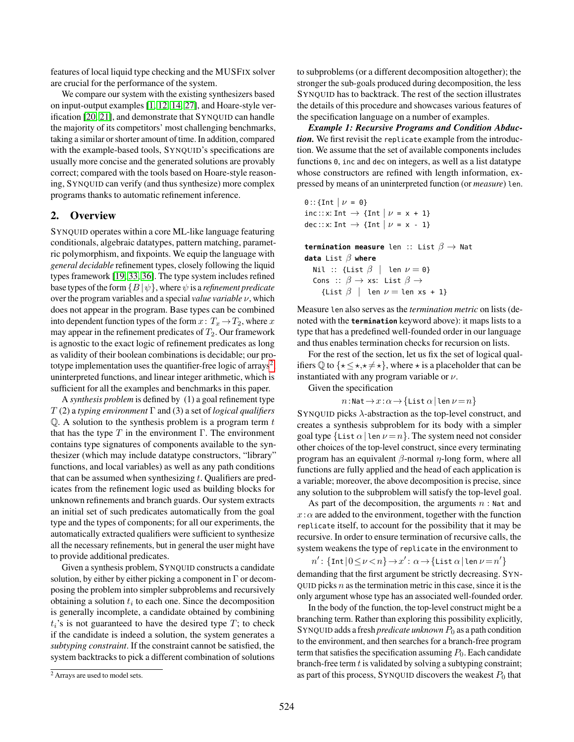features of local liquid type checking and the MUSFIX solver are crucial for the performance of the system.

We compare our system with the existing synthesizers based on input-output examples [1, 12, 14, 27], and Hoare-style verification [20, 21], and demonstrate that SYNQUID can handle the majority of its competitors' most challenging benchmarks, taking a similar or shorter amount of time. In addition, compared with the example-based tools, SYNQUID's specifications are usually more concise and the generated solutions are provably correct; compared with the tools based on Hoare-style reasoning, SYNQUID can verify (and thus synthesize) more complex programs thanks to automatic refinement inference.

## 2. Overview

SYNQUID operates within a core ML-like language featuring conditionals, algebraic datatypes, pattern matching, parametric polymorphism, and fixpoints. We equip the language with *general decidable* refinement types, closely following the liquid types framework [19, 33, 36]. The type system includes refined base types of the form $\{B \mid \psi\}$, where $\psi$ is a *refinement predicate* over the program variables and a special *value variable* $\nu$, which does not appear in the program. Base types can be combined into dependent function types of the form $x: T_x \to T_2$, where $x$ may appear in the refinement predicates of $T_2$. Our framework is agnostic to the exact logic of refinement predicates as long as validity of their boolean combinations is decidable; our prototype implementation uses the quantifier-free logic of arrays[2], uninterpreted functions, and linear integer arithmetic, which is sufficient for all the examples and benchmarks in this paper.

A *synthesis problem* is defined by (1) a goal refinement type $T$ (2) a *typing environment* $\Gamma$ and (3) a set of *logical qualifiers* $\mathbb{Q}$. A solution to the synthesis problem is a program term $t$ that has the type $T$ in the environment $\Gamma$. The environment contains type signatures of components available to the synthesizer (which may include datatype constructors, "library" functions, and local variables) as well as any path conditions that can be assumed when synthesizing $t$. Qualifiers are predicates from the refinement logic used as building blocks for unknown refinements and branch guards. Our system extracts an initial set of such predicates automatically from the goal type and the types of components; for all our experiments, the automatically extracted qualifiers were sufficient to synthesize all the necessary refinements, but in general the user might have to provide additional predicates.

Given a synthesis problem, SYNQUID constructs a candidate solution, by either by either picking a component in $\Gamma$ or decomposing the problem into simpler subproblems and recursively obtaining a solution $t_i$ to each one. Since the decomposition is generally incomplete, a candidate obtained by combining $t_i$'s is not guaranteed to have the desired type $T$; to check if the candidate is indeed a solution, the system generates a *subtyping constraint*. If the constraint cannot be satisfied, the system backtracks to pick a different combination of solutions to subproblems (or a different decomposition altogether); the stronger the sub-goals produced during decomposition, the less SYNQUID has to backtrack. The rest of the section illustrates the details of this procedure and showcases various features of the specification language on a number of examples.

***Example 1: Recursive Programs and Condition Abduction.*** We first revisit the `replicate` example from the introduction. We assume that the set of available components includes functions `0`, `inc` and `dec` on integers, as well as a list datatype whose constructors are refined with length information, expressed by means of an uninterpreted function (or *measure*) `len`.

```
0::{Int | ν = 0}
inc::x: Int → {Int | ν = x + 1}
dec::x: Int → {Int | ν = x - 1}

termination measure len :: List β → Nat
data List β where
  Nil :: {List β | len ν = 0}
  Cons :: β → xs: List β →
    {List β | len ν = len xs + 1}
```

Measure `len` also serves as the *termination metric* on lists (denoted with the **`termination`** keyword above): it maps lists to a type that has a predefined well-founded order in our language and thus enables termination checks for recursion on lists.

For the rest of the section, let us fix the set of logical qualifiers $\mathbb{Q}$ to $\{\star \leq \star, \star \neq \star\}$, where $\star$ is a placeholder that can be instantiated with any program variable or $\nu$.

Given the specification

$$n:\texttt{Nat} \to x:\alpha \to \{\texttt{List}\ \alpha \mid \texttt{len}\ \nu = n\}$$

SYNQUID picks $\lambda$-abstraction as the top-level construct, and creates a synthesis subproblem for its body with a simpler goal type $\{\texttt{List}\ \alpha \mid \texttt{len}\ \nu = n\}$. The system need not consider other choices of the top-level construct, since every terminating program has an equivalent $\beta$-normal $\eta$-long form, where all functions are fully applied and the head of each application is a variable; moreover, the above decomposition is precise, since any solution to the subproblem will satisfy the top-level goal.

As part of the decomposition, the arguments $n : \texttt{Nat}$ and $x : \alpha$ are added to the environment, together with the function `replicate` itself, to account for the possibility that it may be recursive. In order to ensure termination of recursive calls, the system weakens the type of `replicate` in the environment to

$$n' : \{\texttt{Int} \mid 0 \leq \nu < n\} \to x' : \alpha \to \{\texttt{List}\ \alpha \mid \texttt{len}\ \nu = n'\}$$

demanding that the first argument be strictly decreasing. SYNQUID picks $n$ as the termination metric in this case, since it is the only argument whose type has an associated well-founded order.

In the body of the function, the top-level construct might be a branching term. Rather than exploring this possibility explicitly, SYNQUID adds a fresh *predicate unknown* $P_0$ as a path condition to the environment, and then searches for a branch-free program term that satisfies the specification assuming $P_0$. Each candidate branch-free term $t$ is validated by solving a subtyping constraint; as part of this process, SYNQUID discovers the weakest $P_0$ that

[2] Arrays are used to model sets.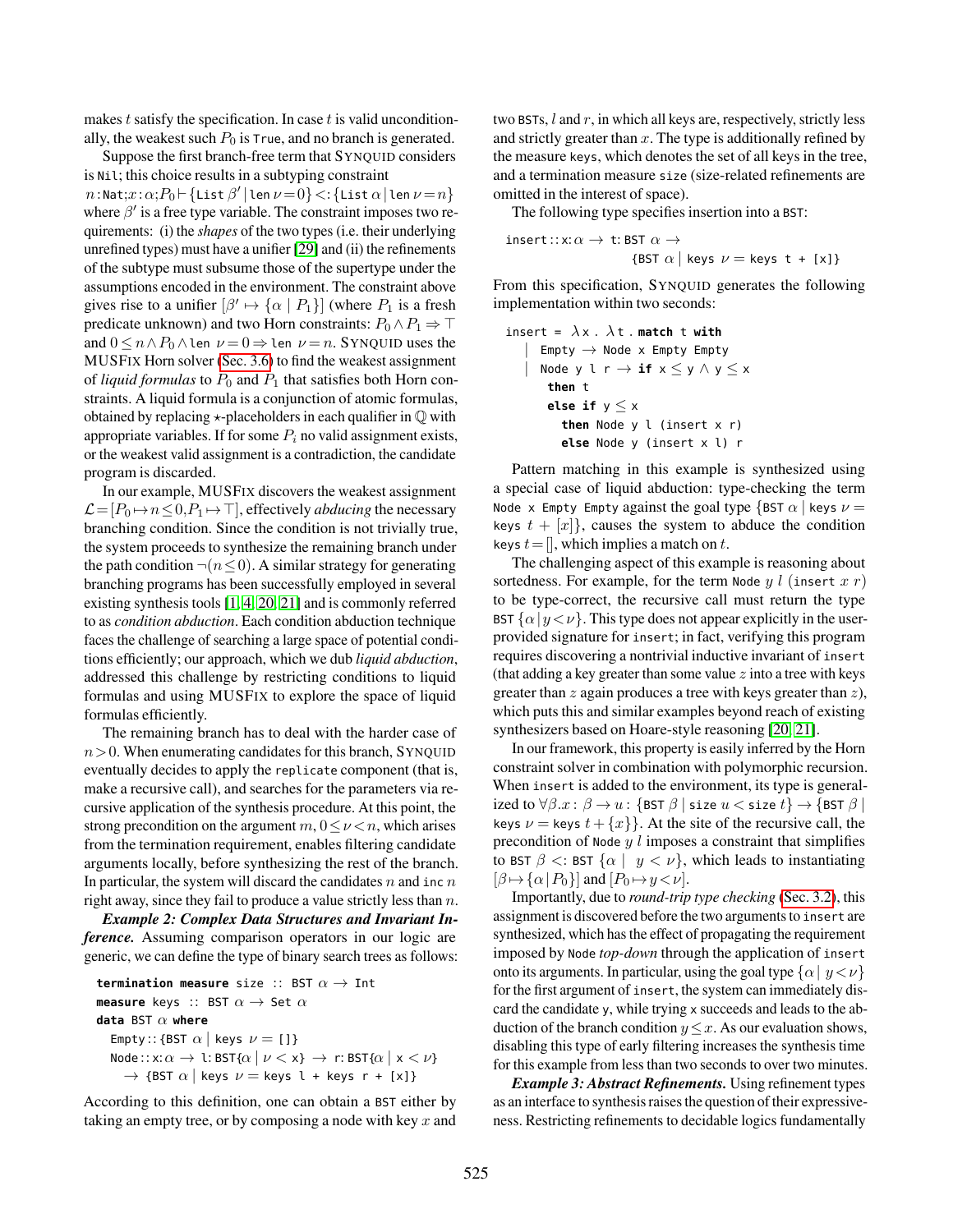makes $t$ satisfy the specification. In case $t$ is valid unconditionally, the weakest such $P_0$ is True, and no branch is generated.

Suppose the first branch-free term that SYNQUID considers is Nil; this choice results in a subtyping constraint $n:\mathtt{Nat};x:\alpha;P_0 \vdash \{\mathtt{List}\ \beta' \mid \mathtt{len}\ \nu = 0\} <: \{\mathtt{List}\ \alpha \mid \mathtt{len}\ \nu = n\}$ where $\beta'$ is a free type variable. The constraint imposes two requirements: (i) the *shapes* of the two types (i.e. their underlying unrefined types) must have a unifier [29] and (ii) the refinements of the subtype must subsume those of the supertype under the assumptions encoded in the environment. The constraint above gives rise to a unifier $[\beta' \mapsto \{\alpha \mid P_1\}]$ (where $P_1$ is a fresh predicate unknown) and two Horn constraints: $P_0 \wedge P_1 \Rightarrow \top$ and $0 \leq n \wedge P_0 \wedge \mathtt{len}\ \nu = 0 \Rightarrow \mathtt{len}\ \nu = n$. SYNQUID uses the MUSFIX Horn solver (Sec. 3.6) to find the weakest assignment of *liquid formulas* to $P_0$ and $P_1$ that satisfies both Horn constraints. A liquid formula is a conjunction of atomic formulas, obtained by replacing $\star$-placeholders in each qualifier in $\mathbb{Q}$ with appropriate variables. If for some $P_i$ no valid assignment exists, or the weakest valid assignment is a contradiction, the candidate program is discarded.

In our example, MUSFIX discovers the weakest assignment $\mathcal{L} = [P_0 \mapsto n \leq 0, P_1 \mapsto \top]$, effectively *abducing* the necessary branching condition. Since the condition is not trivially true, the system proceeds to synthesize the remaining branch under the path condition $\neg(n \leq 0)$. A similar strategy for generating branching programs has been successfully employed in several existing synthesis tools [1, 4, 20, 21] and is commonly referred to as *condition abduction*. Each condition abduction technique faces the challenge of searching a large space of potential conditions efficiently; our approach, which we dub *liquid abduction*, addressed this challenge by restricting conditions to liquid formulas and using MUSFIX to explore the space of liquid formulas efficiently.

The remaining branch has to deal with the harder case of $n > 0$. When enumerating candidates for this branch, SYNQUID eventually decides to apply the replicate component (that is, make a recursive call), and searches for the parameters via recursive application of the synthesis procedure. At this point, the strong precondition on the argument $m$, $0 \leq \nu < n$, which arises from the termination requirement, enables filtering candidate arguments locally, before synthesizing the rest of the branch. In particular, the system will discard the candidates $n$ and inc $n$ right away, since they fail to produce a value strictly less than $n$.

***Example 2: Complex Data Structures and Invariant Inference.*** Assuming comparison operators in our logic are generic, we can define the type of binary search trees as follows:

```
termination measure size :: BST α → Int
measure keys :: BST α → Set α
data BST α where
  Empty :: {BST α | keys ν = []}
  Node :: x:α → l: BST{α | ν < x} → r: BST{α | x < ν}
    → {BST α | keys ν = keys l + keys r + [x]}
```

According to this definition, one can obtain a BST either by taking an empty tree, or by composing a node with key $x$ and two BSTs, $l$ and $r$, in which all keys are, respectively, strictly less and strictly greater than $x$. The type is additionally refined by the measure keys, which denotes the set of all keys in the tree, and a termination measure size (size-related refinements are omitted in the interest of space).

The following type specifies insertion into a BST:

```
insert :: x:α → t: BST α →
                 {BST α | keys ν = keys t + [x]}
```

From this specification, SYNQUID generates the following implementation within two seconds:

```
insert = λx . λt . match t with
  | Empty → Node x Empty Empty
  | Node y l r → if x ≤ y ∧ y ≤ x
      then t
      else if y ≤ x
        then Node y l (insert x r)
        else Node y (insert x l) r
```

Pattern matching in this example is synthesized using a special case of liquid abduction: type-checking the term Node x Empty Empty against the goal type $\{\mathtt{BST}\ \alpha \mid \mathtt{keys}\ \nu = \mathtt{keys}\ t + [x]\}$, causes the system to abduce the condition $\mathtt{keys}\ t = []$, which implies a match on $t$.

The challenging aspect of this example is reasoning about sortedness. For example, for the term Node $y$ $l$ (insert $x$ $r$) to be type-correct, the recursive call must return the type $\mathtt{BST}\ \{\alpha \mid y < \nu\}$. This type does not appear explicitly in the user-provided signature for insert; in fact, verifying this program requires discovering a nontrivial inductive invariant of insert (that adding a key greater than some value $z$ into a tree with keys greater than $z$ again produces a tree with keys greater than $z$), which puts this and similar examples beyond reach of existing synthesizers based on Hoare-style reasoning [20, 21].

In our framework, this property is easily inferred by the Horn constraint solver in combination with polymorphic recursion. When insert is added to the environment, its type is generalized to $\forall \beta . x : \beta \rightarrow u : \{\mathtt{BST}\ \beta \mid \mathtt{size}\ u < \mathtt{size}\ t\} \rightarrow \{\mathtt{BST}\ \beta \mid \mathtt{keys}\ \nu = \mathtt{keys}\ t + \{x\}\}$. At the site of the recursive call, the precondition of Node $y$ $l$ imposes a constraint that simplifies to $\mathtt{BST}\ \beta <: \mathtt{BST}\ \{\alpha \mid\ y < \nu\}$, which leads to instantiating $[\beta \mapsto \{\alpha \mid P_0\}]$ and $[P_0 \mapsto y < \nu]$.

Importantly, due to *round-trip type checking* (Sec. 3.2), this assignment is discovered before the two arguments to insert are synthesized, which has the effect of propagating the requirement imposed by Node *top-down* through the application of insert onto its arguments. In particular, using the goal type $\{\alpha \mid y < \nu\}$ for the first argument of insert, the system can immediately discard the candidate y, while trying x succeeds and leads to the abduction of the branch condition $y \leq x$. As our evaluation shows, disabling this type of early filtering increases the synthesis time for this example from less than two seconds to over two minutes.

***Example 3: Abstract Refinements.*** Using refinement types as an interface to synthesis raises the question of their expressiveness. Restricting refinements to decidable logics fundamentally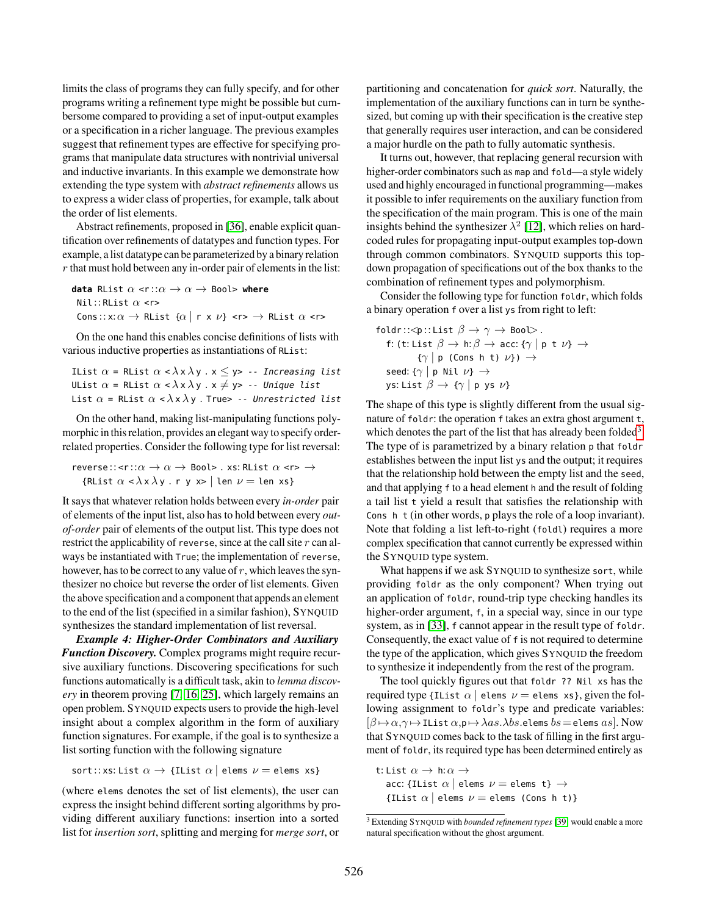limits the class of programs they can fully specify, and for other programs writing a refinement type might be possible but cumbersome compared to providing a set of input-output examples or a specification in a richer language. The previous examples suggest that refinement types are effective for specifying programs that manipulate data structures with nontrivial universal and inductive invariants. In this example we demonstrate how extending the type system with *abstract refinements* allows us to express a wider class of properties, for example, talk about the order of list elements.

Abstract refinements, proposed in [36], enable explicit quantification over refinements of datatypes and function types. For example, a list datatype can be parameterized by a binary relation $r$ that must hold between any in-order pair of elements in the list:

```
data RList α <r::α → α → Bool> where
  Nil::RList α <r>
  Cons::x:α → RList {α | r x ν} <r> → RList α <r>
```

On the one hand this enables concise definitions of lists with various inductive properties as instantiations of `RList`:

```
IList α = RList α <λx λy . x ≤ y> -- Increasing list
UList α = RList α <λx λy . x ≠ y> -- Unique list
List α = RList α <λx λy . True> -- Unrestricted list
```

On the other hand, making list-manipulating functions polymorphic in this relation, provides an elegant way to specify order-related properties. Consider the following type for list reversal:

```
reverse::<r::α → α → Bool> . xs: RList α <r> →
  {RList α <λx λy . r y x> | len ν = len xs}
```

It says that whatever relation holds between every *in-order* pair of elements of the input list, also has to hold between every *out-of-order* pair of elements of the output list. This type does not restrict the applicability of `reverse`, since at the call site $r$ can always be instantiated with `True`; the implementation of `reverse`, however, has to be correct to any value of $r$, which leaves the synthesizer no choice but reverse the order of list elements. Given the above specification and a component that appends an element to the end of the list (specified in a similar fashion), SYNQUID synthesizes the standard implementation of list reversal.

***Example 4: Higher-Order Combinators and Auxiliary Function Discovery.*** Complex programs might require recursive auxiliary functions. Discovering specifications for such functions automatically is a difficult task, akin to *lemma discovery* in theorem proving [7, 16, 25], which largely remains an open problem. SYNQUID expects users to provide the high-level insight about a complex algorithm in the form of auxiliary function signatures. For example, if the goal is to synthesize a list sorting function with the following signature

```
sort::xs: List α → {IList α | elems ν = elems xs}
```

(where `elems` denotes the set of list elements), the user can express the insight behind different sorting algorithms by providing different auxiliary functions: insertion into a sorted list for *insertion sort*, splitting and merging for *merge sort*, or partitioning and concatenation for *quick sort*. Naturally, the implementation of the auxiliary functions can in turn be synthesized, but coming up with their specification is the creative step that generally requires user interaction, and can be considered a major hurdle on the path to fully automatic synthesis.

It turns out, however, that replacing general recursion with higher-order combinators such as `map` and `fold`—a style widely used and highly encouraged in functional programming—makes it possible to infer requirements on the auxiliary function from the specification of the main program. This is one of the main insights behind the synthesizer $\lambda^2$ [12], which relies on hard-coded rules for propagating input-output examples top-down through common combinators. SYNQUID supports this top-down propagation of specifications out of the box thanks to the combination of refinement types and polymorphism.

Consider the following type for function `foldr`, which folds a binary operation `f` over a list `ys` from right to left:

```
foldr::<p::List β → γ → Bool> .
  f: (t: List β → h:β → acc: {γ | p t ν} →
        {γ | p (Cons h t) ν}) →
  seed: {γ | p Nil ν} →
  ys: List β → {γ | p ys ν}
```

The shape of this type is slightly different from the usual signature of `foldr`: the operation `f` takes an extra ghost argument `t`, which denotes the part of the list that has already been folded[3]. The type of is parametrized by a binary relation `p` that `foldr` establishes between the input list `ys` and the output; it requires that the relationship hold between the empty list and the `seed`, and that applying `f` to a head element `h` and the result of folding a tail list `t` yield a result that satisfies the relationship with `Cons h t` (in other words, `p` plays the role of a loop invariant). Note that folding a list left-to-right (`foldl`) requires a more complex specification that cannot currently be expressed within the SYNQUID type system.

What happens if we ask SYNQUID to synthesize `sort`, while providing `foldr` as the only component? When trying out an application of `foldr`, round-trip type checking handles its higher-order argument, `f`, in a special way, since in our type system, as in [33], `f` cannot appear in the result type of `foldr`. Consequently, the exact value of `f` is not required to determine the type of the application, which gives SYNQUID the freedom to synthesize it independently from the rest of the program.

The tool quickly figures out that `foldr ?? Nil xs` has the required type `{IList α | elems ν = elems xs}`, given the following assignment to `foldr`'s type and predicate variables: $[\beta \mapsto \alpha, \gamma \mapsto$ `IList` $\alpha$, `p` $\mapsto \lambda as.\lambda bs.$`elems` $bs =$ `elems` $as]$. Now that SYNQUID comes back to the task of filling in the first argument of `foldr`, its required type has been determined entirely as

```
t: List α → h:α →
  acc: {IList α | elems ν = elems t} →
  {IList α | elems ν = elems (Cons h t)}
```

[3] Extending SYNQUID with *bounded refinement types* [39] would enable a more natural specification without the ghost argument.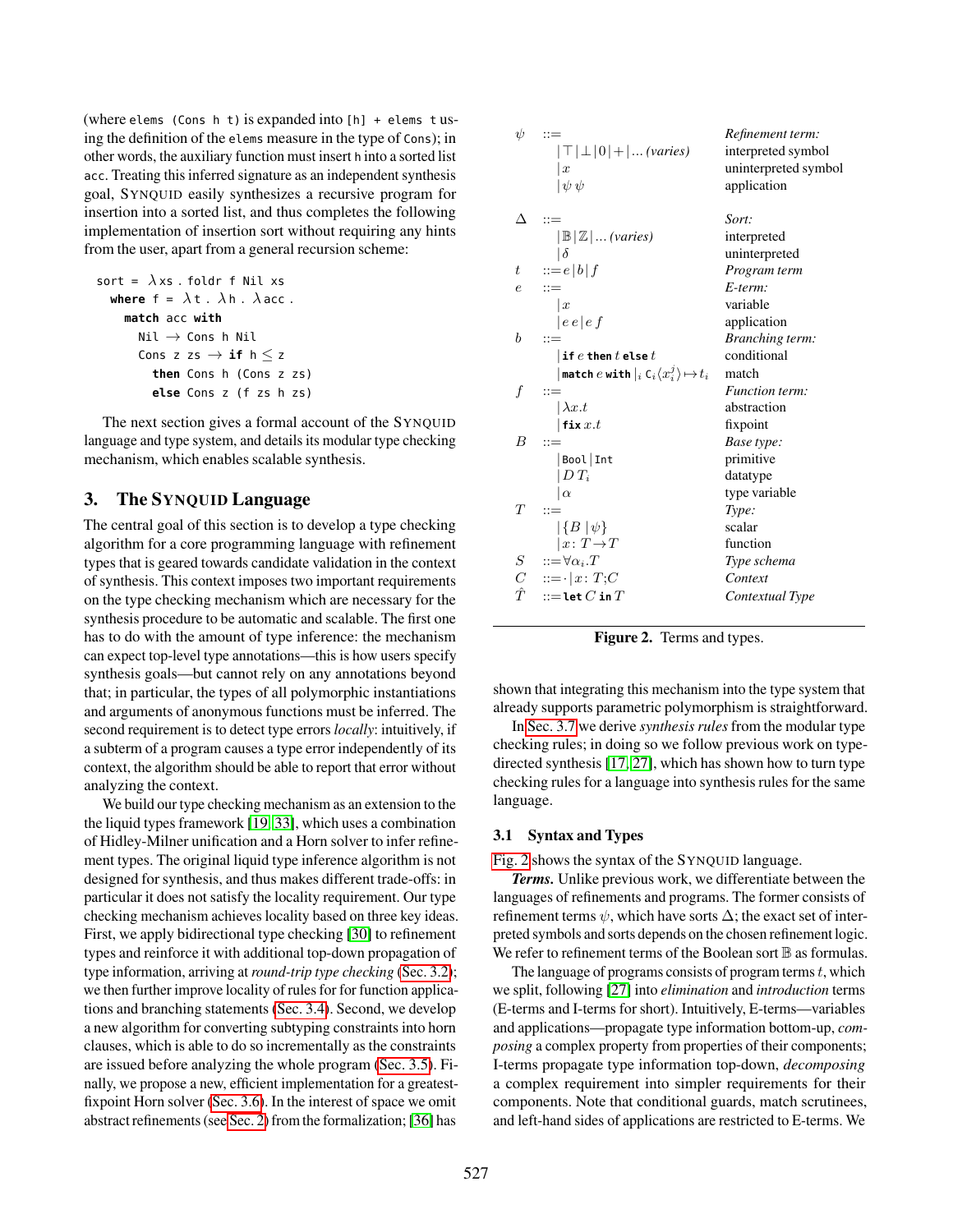(where `elems (Cons h t)` is expanded into `[h] + elems t` using the definition of the `elems` measure in the type of `Cons`); in other words, the auxiliary function must insert `h` into a sorted list `acc`. Treating this inferred signature as an independent synthesis goal, SYNQUID easily synthesizes a recursive program for insertion into a sorted list, and thus completes the following implementation of insertion sort without requiring any hints from the user, apart from a general recursion scheme:

```
sort = λxs . foldr f Nil xs
  where f = λt . λh . λacc .
    match acc with
      Nil → Cons h Nil
      Cons z zs → if h ≤ z
        then Cons h (Cons z zs)
        else Cons z (f zs h zs)
```

The next section gives a formal account of the SYNQUID language and type system, and details its modular type checking mechanism, which enables scalable synthesis.

## 3. The SYNQUID Language

The central goal of this section is to develop a type checking algorithm for a core programming language with refinement types that is geared towards candidate validation in the context of synthesis. This context imposes two important requirements on the type checking mechanism which are necessary for the synthesis procedure to be automatic and scalable. The first one has to do with the amount of type inference: the mechanism can expect top-level type annotations—this is how users specify synthesis goals—but cannot rely on any annotations beyond that; in particular, the types of all polymorphic instantiations and arguments of anonymous functions must be inferred. The second requirement is to detect type errors *locally*: intuitively, if a subterm of a program causes a type error independently of its context, the algorithm should be able to report that error without analyzing the context.

We build our type checking mechanism as an extension to the the liquid types framework [19, 33], which uses a combination of Hidley-Milner unification and a Horn solver to infer refinement types. The original liquid type inference algorithm is not designed for synthesis, and thus makes different trade-offs: in particular it does not satisfy the locality requirement. Our type checking mechanism achieves locality based on three key ideas. First, we apply bidirectional type checking [30] to refinement types and reinforce it with additional top-down propagation of type information, arriving at *round-trip type checking* (Sec. 3.2); we then further improve locality of rules for for function applications and branching statements (Sec. 3.4). Second, we develop a new algorithm for converting subtyping constraints into horn clauses, which is able to do so incrementally as the constraints are issued before analyzing the whole program (Sec. 3.5). Finally, we propose a new, efficient implementation for a greatest-fixpoint Horn solver (Sec. 3.6). In the interest of space we omit abstract refinements (see Sec. 2) from the formalization; [36] has shown that integrating this mechanism into the type system that already supports parametric polymorphism is straightforward.

In Sec. 3.7 we derive *synthesis rules* from the modular type checking rules; in doing so we follow previous work on type-directed synthesis [17, 27], which has shown how to turn type checking rules for a language into synthesis rules for the same language.

| | | | |
|---|---|---|---|
| $\psi$ | $::=$ | | *Refinement term:* |
| | | $\mid \top \mid \bot \mid 0 \mid + \mid \ldots$ *(varies)* | interpreted symbol |
| | | $\mid x$ | uninterpreted symbol |
| | | $\mid \psi\ \psi$ | application |
| $\Delta$ | $::=$ | | *Sort:* |
| | | $\mid \mathbb{B} \mid \mathbb{Z} \mid \ldots$ *(varies)* | interpreted |
| | | $\mid \delta$ | uninterpreted |
| $t$ | $::= e \mid b \mid f$ | | *Program term* |
| $e$ | $::=$ | | *E-term:* |
| | | $\mid x$ | variable |
| | | $\mid e\ e \mid e\ f$ | application |
| $b$ | $::=$ | | *Branching term:* |
| | | $\mid$ **if** $e$ **then** $t$ **else** $t$ | conditional |
| | | $\mid$ **match** $e$ **with** $\mid_i \mathsf{C}_i\langle x_i^j \rangle \mapsto t_i$ | match |
| $f$ | $::=$ | | *Function term:* |
| | | $\mid \lambda x.t$ | abstraction |
| | | $\mid$ **fix** $x.t$ | fixpoint |
| $B$ | $::=$ | | *Base type:* |
| | | $\mid$ `Bool` $\mid$ `Int` | primitive |
| | | $\mid D\ T_i$ | datatype |
| | | $\mid \alpha$ | type variable |
| $T$ | $::=$ | | *Type:* |
| | | $\mid \{B \mid \psi\}$ | scalar |
| | | $\mid x\colon T \to T$ | function |
| $S$ | $::= \forall \alpha_i.T$ | | *Type schema* |
| $C$ | $::= \cdot \mid x\colon T; C$ | | *Context* |
| $\hat{T}$ | $::=$ **let** $C$ **in** $T$ | | *Contextual Type* |

**Figure 2.** Terms and types.

### 3.1 Syntax and Types

Fig. 2 shows the syntax of the SYNQUID language.

***Terms.*** Unlike previous work, we differentiate between the languages of refinements and programs. The former consists of refinement terms $\psi$, which have sorts $\Delta$; the exact set of interpreted symbols and sorts depends on the chosen refinement logic. We refer to refinement terms of the Boolean sort $\mathbb{B}$ as formulas.

The language of programs consists of program terms $t$, which we split, following [27] into *elimination* and *introduction* terms (E-terms and I-terms for short). Intuitively, E-terms—variables and applications—propagate type information bottom-up, *composing* a complex property from properties of their components; I-terms propagate type information top-down, *decomposing* a complex requirement into simpler requirements for their components. Note that conditional guards, match scrutinees, and left-hand sides of applications are restricted to E-terms. We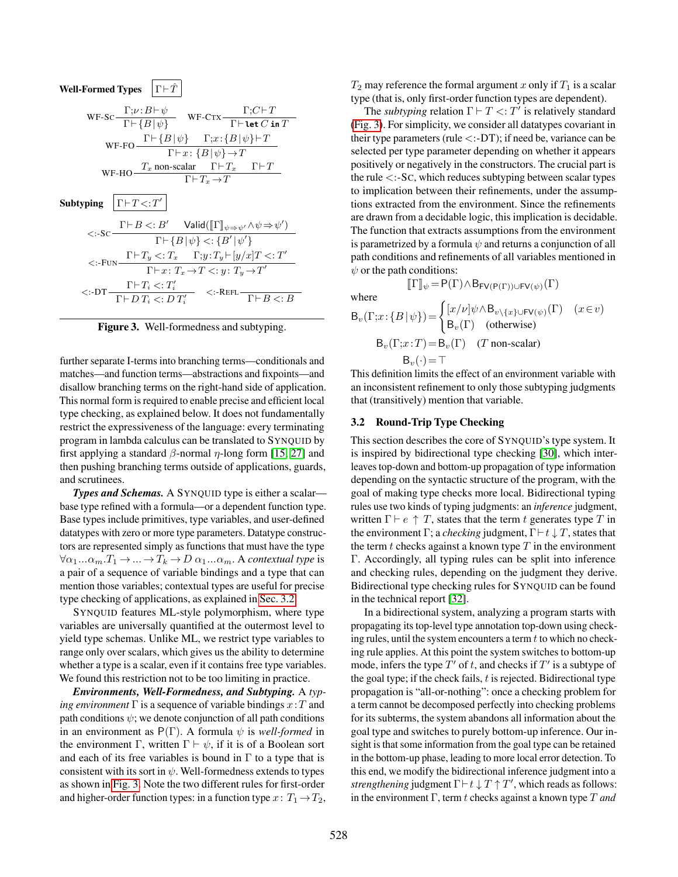**Well-Formed Types** $\boxed{\Gamma \vdash \hat{T}}$

$$\text{WF-SC}\frac{\Gamma;\nu:B \vdash \psi}{\Gamma \vdash \{B \mid \psi\}} \qquad \text{WF-CTX}\frac{\Gamma;C \vdash T}{\Gamma \vdash \textbf{let } C \textbf{ in } T}$$

$$\text{WF-FO}\frac{\Gamma \vdash \{B \mid \psi\} \quad \Gamma;x:\{B \mid \psi\} \vdash T}{\Gamma \vdash x:\{B \mid \psi\} \to T}$$

$$\text{WF-HO}\frac{T_x \text{ non-scalar} \quad \Gamma \vdash T_x \quad \Gamma \vdash T}{\Gamma \vdash T_x \to T}$$

**Subtyping** $\boxed{\Gamma \vdash T <: T'}$

$$<:\text{-SC}\frac{\Gamma \vdash B <: B' \quad \mathsf{Valid}(\llbracket\Gamma\rrbracket_{\psi \Rightarrow \psi'} \wedge \psi \Rightarrow \psi')}{\Gamma \vdash \{B \mid \psi\} <: \{B' \mid \psi'\}}$$

$$<:\text{-FUN}\frac{\Gamma \vdash T_y <: T_x \quad \Gamma;y:T_y \vdash [y/x]T <: T'}{\Gamma \vdash x:T_x \to T <: y:T_y \to T'}$$

$$<:\text{-DT}\frac{\Gamma \vdash T_i <: T_i'}{\Gamma \vdash D\,T_i <: D\,T_i'} \qquad <:\text{-REFL}\frac{}{\Gamma \vdash B <: B}$$

**Figure 3.** Well-formedness and subtyping.

further separate I-terms into branching terms—conditionals and matches—and function terms—abstractions and fixpoints—and disallow branching terms on the right-hand side of application. This normal form is required to enable precise and efficient local type checking, as explained below. It does not fundamentally restrict the expressiveness of the language: every terminating program in lambda calculus can be translated to SYNQUID by first applying a standard $\beta$-normal $\eta$-long form [15, 27] and then pushing branching terms outside of applications, guards, and scrutinees.

***Types and Schemas.*** A SYNQUID type is either a scalar—base type refined with a formula—or a dependent function type. Base types include primitives, type variables, and user-defined datatypes with zero or more type parameters. Datatype constructors are represented simply as functions that must have the type $\forall\alpha_1...\alpha_m.T_1 \to ... \to T_k \to D\ \alpha_1...\alpha_m$. A *contextual type* is a pair of a sequence of variable bindings and a type that can mention those variables; contextual types are useful for precise type checking of applications, as explained in Sec. 3.2.

SYNQUID features ML-style polymorphism, where type variables are universally quantified at the outermost level to yield type schemas. Unlike ML, we restrict type variables to range only over scalars, which gives us the ability to determine whether a type is a scalar, even if it contains free type variables. We found this restriction not to be too limiting in practice.

***Environments, Well-Formedness, and Subtyping.*** A *typing environment* $\Gamma$ is a sequence of variable bindings $x:T$ and path conditions $\psi$; we denote conjunction of all path conditions in an environment as $\mathsf{P}(\Gamma)$. A formula $\psi$ is *well-formed* in the environment $\Gamma$, written $\Gamma \vdash \psi$, if it is of a Boolean sort and each of its free variables is bound in $\Gamma$ to a type that is consistent with its sort in $\psi$. Well-formedness extends to types as shown in Fig. 3. Note the two different rules for first-order and higher-order function types: in a function type $x:T_1 \to T_2$, $T_2$ may reference the formal argument $x$ only if $T_1$ is a scalar type (that is, only first-order function types are dependent).

The *subtyping* relation $\Gamma \vdash T <: T'$ is relatively standard (Fig. 3). For simplicity, we consider all datatypes covariant in their type parameters (rule <:-DT); if need be, variance can be selected per type parameter depending on whether it appears positively or negatively in the constructors. The crucial part is the rule <:-SC, which reduces subtyping between scalar types to implication between their refinements, under the assumptions extracted from the environment. Since the refinements are drawn from a decidable logic, this implication is decidable. The function that extracts assumptions from the environment is parametrized by a formula $\psi$ and returns a conjunction of all path conditions and refinements of all variables mentioned in $\psi$ or the path conditions:

$$\llbracket\Gamma\rrbracket_\psi = \mathsf{P}(\Gamma) \wedge \mathsf{B}_{\mathsf{FV}(\mathsf{P}(\Gamma)) \cup \mathsf{FV}(\psi)}(\Gamma)$$

where

$$\mathsf{B}_v(\Gamma;x:\{B \mid \psi\}) = \begin{cases} [x/\nu]\psi \wedge \mathsf{B}_{v \setminus \{x\} \cup \mathsf{FV}(\psi)}(\Gamma) & (x \in v) \\ \mathsf{B}_v(\Gamma) \quad \text{(otherwise)} \end{cases}$$

$$\mathsf{B}_v(\Gamma;x:T) = \mathsf{B}_v(\Gamma) \quad (T \text{ non-scalar})$$

$$\mathsf{B}_v(\cdot) = \top$$

This definition limits the effect of an environment variable with an inconsistent refinement to only those subtyping judgments that (transitively) mention that variable.

### 3.2 Round-Trip Type Checking

This section describes the core of SYNQUID's type system. It is inspired by bidirectional type checking [30], which interleaves top-down and bottom-up propagation of type information depending on the syntactic structure of the program, with the goal of making type checks more local. Bidirectional typing rules use two kinds of typing judgments: an *inference* judgment, written $\Gamma \vdash e \uparrow T$, states that the term $t$ generates type $T$ in the environment $\Gamma$; a *checking* judgment, $\Gamma \vdash t \downarrow T$, states that the term $t$ checks against a known type $T$ in the environment $\Gamma$. Accordingly, all typing rules can be split into inference and checking rules, depending on the judgment they derive. Bidirectional type checking rules for SYNQUID can be found in the technical report [32].

In a bidirectional system, analyzing a program starts with propagating its top-level type annotation top-down using checking rules, until the system encounters a term $t$ to which no checking rule applies. At this point the system switches to bottom-up mode, infers the type $T'$ of $t$, and checks if $T'$ is a subtype of the goal type; if the check fails, $t$ is rejected. Bidirectional type propagation is "all-or-nothing": once a checking problem for a term cannot be decomposed perfectly into checking problems for its subterms, the system abandons all information about the goal type and switches to purely bottom-up inference. Our insight is that some information from the goal type can be retained in the bottom-up phase, leading to more local error detection. To this end, we modify the bidirectional inference judgment into a *strengthening* judgment $\Gamma \vdash t \downarrow T \uparrow T'$, which reads as follows: in the environment $\Gamma$, term $t$ checks against a known type $T$ *and*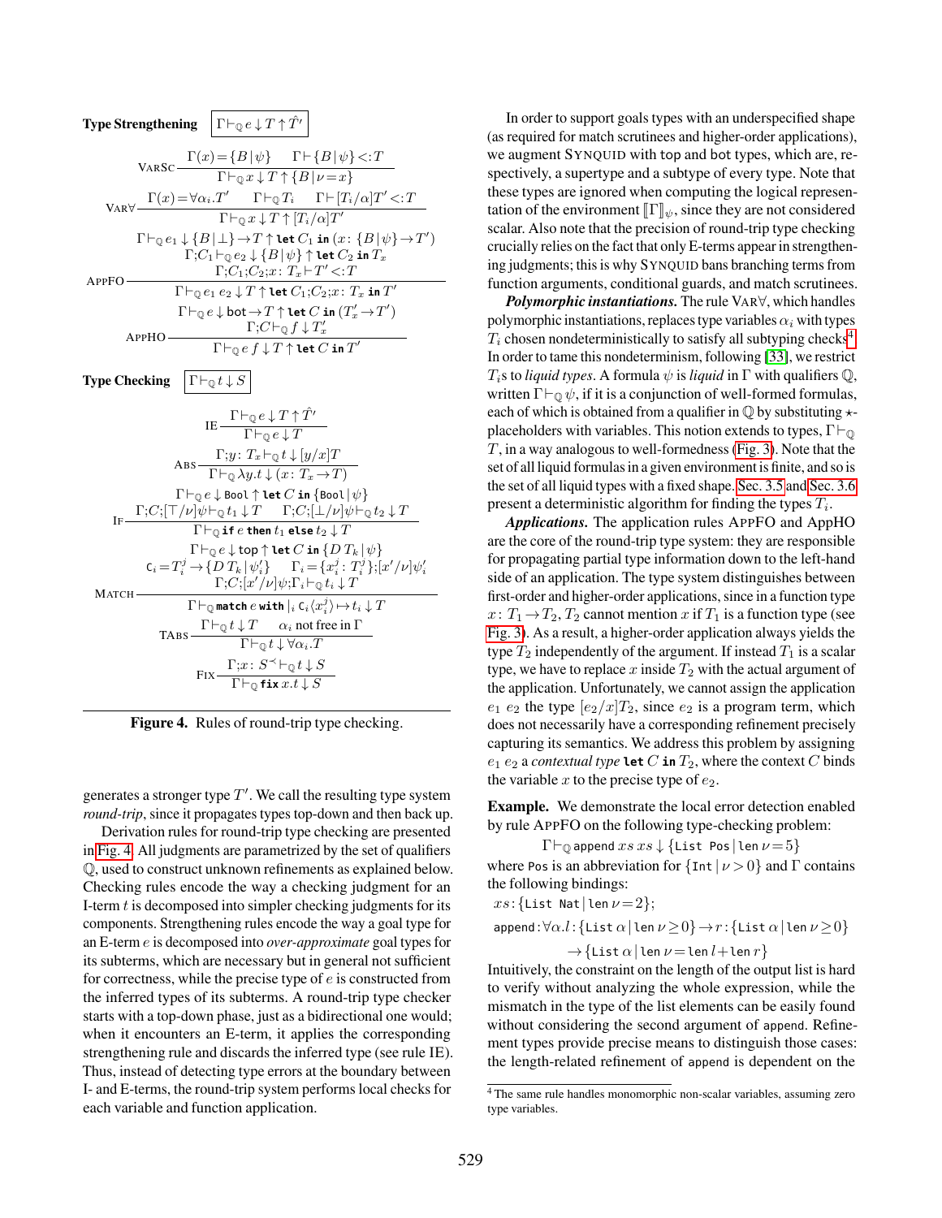**Type Strengthening** $\boxed{\Gamma \vdash_{\mathbb{Q}} e \downarrow T \uparrow \hat{T}'}$

$$\text{VarSc}\ \frac{\Gamma(x) = \{B \mid \psi\} \qquad \Gamma \vdash \{B \mid \psi\} <: T}{\Gamma \vdash_{\mathbb{Q}} x \downarrow T \uparrow \{B \mid \nu = x\}}$$

$$\text{Var}\forall\ \frac{\Gamma(x) = \forall \alpha_i . T' \qquad \Gamma \vdash_{\mathbb{Q}} T_i \qquad \Gamma \vdash [T_i/\alpha]T' <: T}{\Gamma \vdash_{\mathbb{Q}} x \downarrow T \uparrow [T_i/\alpha]T'}$$

$$\text{AppFO}\ \frac{\begin{array}{c}\Gamma \vdash_{\mathbb{Q}} e_1 \downarrow \{B \mid \bot\} \to T \uparrow \texttt{let}\ C_1\ \texttt{in}\ (x\colon \{B \mid \psi\} \to T') \\ \Gamma; C_1 \vdash_{\mathbb{Q}} e_2 \downarrow \{B \mid \psi\} \uparrow \texttt{let}\ C_2\ \texttt{in}\ T_x \\ \Gamma; C_1; C_2; x\colon T_x \vdash T' <: T\end{array}}{\Gamma \vdash_{\mathbb{Q}} e_1\ e_2 \downarrow T \uparrow \texttt{let}\ C_1; C_2; x\colon T_x\ \texttt{in}\ T'}$$

$$\text{AppHO}\ \frac{\begin{array}{c}\Gamma \vdash_{\mathbb{Q}} e \downarrow \text{bot} \to T \uparrow \texttt{let}\ C\ \texttt{in}\ (T'_x \to T') \\ \Gamma; C \vdash_{\mathbb{Q}} f \downarrow T'_x\end{array}}{\Gamma \vdash_{\mathbb{Q}} e\ f \downarrow T \uparrow \texttt{let}\ C\ \texttt{in}\ T'}$$

**Type Checking** $\boxed{\Gamma \vdash_{\mathbb{Q}} t \downarrow S}$

$$\text{IE}\ \frac{\Gamma \vdash_{\mathbb{Q}} e \downarrow T \uparrow \hat{T}'}{\Gamma \vdash_{\mathbb{Q}} e \downarrow T}$$

$$\text{Abs}\ \frac{\Gamma; y\colon T_x \vdash_{\mathbb{Q}} t \downarrow [y/x]T}{\Gamma \vdash_{\mathbb{Q}} \lambda y.t \downarrow (x\colon T_x \to T)}$$

$$\text{If}\ \frac{\begin{array}{c}\Gamma \vdash_{\mathbb{Q}} e \downarrow \texttt{Bool} \uparrow \texttt{let}\ C\ \texttt{in}\ \{\texttt{Bool} \mid \psi\} \\ \Gamma; C; [\top/\nu]\psi \vdash_{\mathbb{Q}} t_1 \downarrow T \qquad \Gamma; C; [\bot/\nu]\psi \vdash_{\mathbb{Q}} t_2 \downarrow T\end{array}}{\Gamma \vdash_{\mathbb{Q}} \texttt{if}\ e\ \texttt{then}\ t_1\ \texttt{else}\ t_2 \downarrow T}$$

$$\text{Match}\ \frac{\begin{array}{c}\Gamma \vdash_{\mathbb{Q}} e \downarrow \text{top} \uparrow \texttt{let}\ C\ \texttt{in}\ \{D\ T_k \mid \psi\} \\ \mathsf{C}_i = T_i^j \to \{D\ T_k \mid \psi'_i\} \qquad \Gamma_i = \{x_i^j\colon T_i^j\}; [x'/\nu]\psi'_i \\ \Gamma; C; [x'/\nu]\psi; \Gamma_i \vdash_{\mathbb{Q}} t_i \downarrow T\end{array}}{\Gamma \vdash_{\mathbb{Q}} \texttt{match}\ e\ \texttt{with}\ |_i\ \mathsf{C}_i \langle x_i^j \rangle \mapsto t_i \downarrow T}$$

$$\text{TAbs}\ \frac{\Gamma \vdash_{\mathbb{Q}} t \downarrow T \qquad \alpha_i \text{ not free in } \Gamma}{\Gamma \vdash_{\mathbb{Q}} t \downarrow \forall \alpha_i . T}$$

$$\text{Fix}\ \frac{\Gamma; x\colon S^{\prec} \vdash_{\mathbb{Q}} t \downarrow S}{\Gamma \vdash_{\mathbb{Q}} \texttt{fix}\ x.t \downarrow S}$$

**Figure 4.** Rules of round-trip type checking.

generates a stronger type $T'$. We call the resulting type system *round-trip*, since it propagates types top-down and then back up.

Derivation rules for round-trip type checking are presented in Fig. 4. All judgments are parametrized by the set of qualifiers $\mathbb{Q}$, used to construct unknown refinements as explained below. Checking rules encode the way a checking judgment for an I-term $t$ is decomposed into simpler checking judgments for its components. Strengthening rules encode the way a goal type for an E-term $e$ is decomposed into *over-approximate* goal types for its subterms, which are necessary but in general not sufficient for correctness, while the precise type of $e$ is constructed from the inferred types of its subterms. A round-trip type checker starts with a top-down phase, just as a bidirectional one would; when it encounters an E-term, it applies the corresponding strengthening rule and discards the inferred type (see rule IE). Thus, instead of detecting type errors at the boundary between I- and E-terms, the round-trip system performs local checks for each variable and function application.

In order to support goals types with an underspecified shape (as required for match scrutinees and higher-order applications), we augment SYNQUID with top and bot types, which are, respectively, a supertype and a subtype of every type. Note that these types are ignored when computing the logical representation of the environment $[\![\Gamma]\!]_\psi$, since they are not considered scalar. Also note that the precision of round-trip type checking crucially relies on the fact that only E-terms appear in strengthening judgments; this is why SYNQUID bans branching terms from function arguments, conditional guards, and match scrutinees.

***Polymorphic instantiations.*** The rule VAR$\forall$, which handles polymorphic instantiations, replaces type variables $\alpha_i$ with types $T_i$ chosen nondeterministically to satisfy all subtyping checks[4]. In order to tame this nondeterminism, following [33], we restrict $T_i$s to *liquid types*. A formula $\psi$ is *liquid* in $\Gamma$ with qualifiers $\mathbb{Q}$, written $\Gamma \vdash_{\mathbb{Q}} \psi$, if it is a conjunction of well-formed formulas, each of which is obtained from a qualifier in $\mathbb{Q}$ by substituting $\star$-placeholders with variables. This notion extends to types, $\Gamma \vdash_{\mathbb{Q}} T$, in a way analogous to well-formedness (Fig. 3). Note that the set of all liquid formulas in a given environment is finite, and so is the set of all liquid types with a fixed shape. Sec. 3.5 and Sec. 3.6 present a deterministic algorithm for finding the types $T_i$.

***Applications.*** The application rules APPFO and AppHO are the core of the round-trip type system: they are responsible for propagating partial type information down to the left-hand side of an application. The type system distinguishes between first-order and higher-order applications, since in a function type $x\colon T_1 \to T_2$, $T_2$ cannot mention $x$ if $T_1$ is a function type (see Fig. 3). As a result, a higher-order application always yields the type $T_2$ independently of the argument. If instead $T_1$ is a scalar type, we have to replace $x$ inside $T_2$ with the actual argument of the application. Unfortunately, we cannot assign the application $e_1\ e_2$ the type $[e_2/x]T_2$, since $e_2$ is a program term, which does not necessarily have a corresponding refinement precisely capturing its semantics. We address this problem by assigning $e_1\ e_2$ a *contextual type* $\texttt{let}\ C\ \texttt{in}\ T_2$, where the context $C$ binds the variable $x$ to the precise type of $e_2$.

**Example.** We demonstrate the local error detection enabled by rule APPFO on the following type-checking problem:

$$\Gamma \vdash_{\mathbb{Q}} \texttt{append}\ xs\ xs \downarrow \{\texttt{List Pos} \mid \texttt{len}\ \nu = 5\}$$

where `Pos` is an abbreviation for $\{\texttt{Int} \mid \nu > 0\}$ and $\Gamma$ contains the following bindings:

$xs\colon \{\texttt{List Nat} \mid \texttt{len}\ \nu = 2\}$;

$\texttt{append}\colon \forall \alpha . l\colon \{\texttt{List}\ \alpha \mid \texttt{len}\ \nu \geq 0\} \to r\colon \{\texttt{List}\ \alpha \mid \texttt{len}\ \nu \geq 0\}$
$\quad \to \{\texttt{List}\ \alpha \mid \texttt{len}\ \nu = \texttt{len}\ l + \texttt{len}\ r\}$

Intuitively, the constraint on the length of the output list is hard to verify without analyzing the whole expression, while the mismatch in the type of the list elements can be easily found without considering the second argument of `append`. Refinement types provide precise means to distinguish those cases: the length-related refinement of `append` is dependent on the

[4] The same rule handles monomorphic non-scalar variables, assuming zero type variables.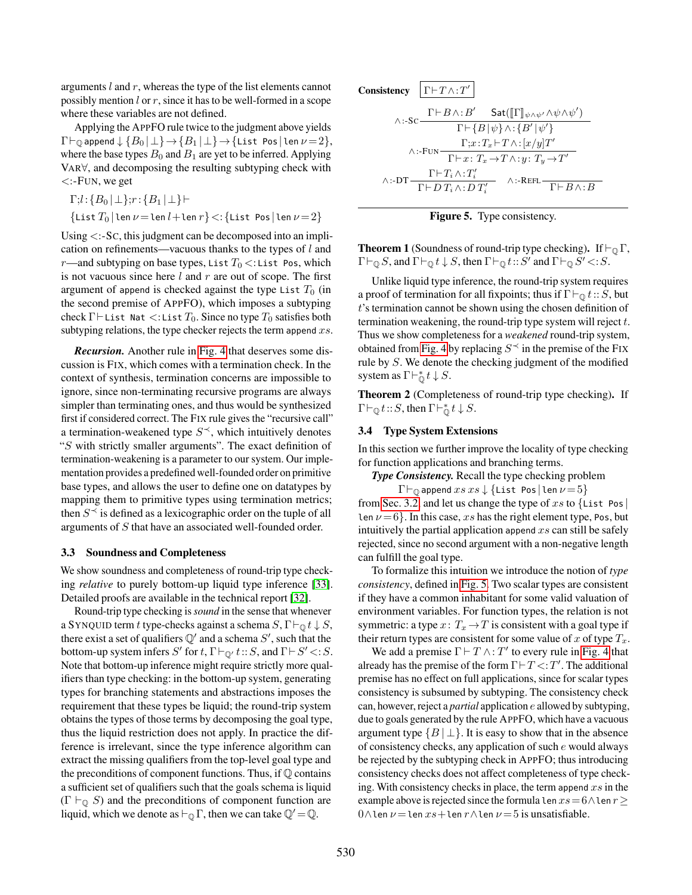arguments $l$ and $r$, whereas the type of the list elements cannot possibly mention $l$ or $r$, since it has to be well-formed in a scope where these variables are not defined.

Applying the AppFO rule twice to the judgment above yields $\Gamma \vdash_{\mathbb{Q}} \texttt{append} \downarrow \{B_0 \mid \bot\} \to \{B_1 \mid \bot\} \to \{\texttt{List Pos} \mid \texttt{len}\ \nu = 2\}$, where the base types $B_0$ and $B_1$ are yet to be inferred. Applying Var$\forall$, and decomposing the resulting subtyping check with <:-Fun, we get

$$\Gamma; l : \{B_0 \mid \bot\}; r : \{B_1 \mid \bot\} \vdash$$
$$\{\texttt{List}\ T_0 \mid \texttt{len}\ \nu = \texttt{len}\ l + \texttt{len}\ r\} <: \{\texttt{List Pos} \mid \texttt{len}\ \nu = 2\}$$

Using <:-Sc, this judgment can be decomposed into an implication on refinements—vacuous thanks to the types of $l$ and $r$—and subtyping on base types, $\texttt{List}\ T_0 <: \texttt{List Pos}$, which is not vacuous since here $l$ and $r$ are out of scope. The first argument of append is checked against the type $\texttt{List}\ T_0$ (in the second premise of AppFO), which imposes a subtyping check $\Gamma \vdash \texttt{List Nat} <: \texttt{List}\ T_0$. Since no type $T_0$ satisfies both subtyping relations, the type checker rejects the term $\texttt{append}\ xs$.

***Recursion.*** Another rule in Fig. 4 that deserves some discussion is Fix, which comes with a termination check. In the context of synthesis, termination concerns are impossible to ignore, since non-terminating recursive programs are always simpler than terminating ones, and thus would be synthesized first if considered correct. The Fix rule gives the "recursive call" a termination-weakened type $S^{\prec}$, which intuitively denotes "$S$ with strictly smaller arguments". The exact definition of termination-weakening is a parameter to our system. Our implementation provides a predefined well-founded order on primitive base types, and allows the user to define one on datatypes by mapping them to primitive types using termination metrics; then $S^{\prec}$ is defined as a lexicographic order on the tuple of all arguments of $S$ that have an associated well-founded order.

### 3.3 Soundness and Completeness

We show soundness and completeness of round-trip type checking *relative* to purely bottom-up liquid type inference [33]. Detailed proofs are available in the technical report [32].

Round-trip type checking is *sound* in the sense that whenever a Synquid term $t$ type-checks against a schema $S$, $\Gamma \vdash_{\mathbb{Q}} t \downarrow S$, there exist a set of qualifiers $\mathbb{Q}'$ and a schema $S'$, such that the bottom-up system infers $S'$ for $t$, $\Gamma \vdash_{\mathbb{Q}'} t :: S$, and $\Gamma \vdash S' <: S$. Note that bottom-up inference might require strictly more qualifiers than type checking: in the bottom-up system, generating types for branching statements and abstractions imposes the requirement that these types be liquid; the round-trip system obtains the types of those terms by decomposing the goal type, thus the liquid restriction does not apply. In practice the difference is irrelevant, since the type inference algorithm can extract the missing qualifiers from the top-level goal type and the preconditions of component functions. Thus, if $\mathbb{Q}$ contains a sufficient set of qualifiers such that the goals schema is liquid ($\Gamma \vdash_{\mathbb{Q}} S$) and the preconditions of component function are liquid, which we denote as $\vdash_{\mathbb{Q}} \Gamma$, then we can take $\mathbb{Q}' = \mathbb{Q}$.

**Consistency** $\boxed{\Gamma \vdash T \wedge : T'}$

$$\wedge\text{:-Sc}\ \frac{\Gamma \vdash B \wedge : B' \qquad \mathsf{Sat}([\![\Gamma]\!]_{\psi \wedge \psi'} \wedge \psi \wedge \psi')}{\Gamma \vdash \{B \mid \psi\} \wedge : \{B' \mid \psi'\}}$$

$$\wedge\text{:-Fun}\ \frac{\Gamma; x : T_x \vdash T \wedge : [x/y]T'}{\Gamma \vdash x : T_x \to T \wedge : y : T_y \to T'}$$

$$\wedge\text{:-DT}\ \frac{\Gamma \vdash T_i \wedge : T_i'}{\Gamma \vdash D\ T_i \wedge : D\ T_i'} \qquad \wedge\text{:-Refl}\ \frac{}{\Gamma \vdash B \wedge : B}$$

**Figure 5.** Type consistency.

**Theorem 1** (Soundness of round-trip type checking)**.** If $\vdash_{\mathbb{Q}} \Gamma$, $\Gamma \vdash_{\mathbb{Q}} S$, and $\Gamma \vdash_{\mathbb{Q}} t \downarrow S$, then $\Gamma \vdash_{\mathbb{Q}} t :: S'$ and $\Gamma \vdash_{\mathbb{Q}} S' <: S$.

Unlike liquid type inference, the round-trip system requires a proof of termination for all fixpoints; thus if $\Gamma \vdash_{\mathbb{Q}} t :: S$, but $t$'s termination cannot be shown using the chosen definition of termination weakening, the round-trip type system will reject $t$. Thus we show completeness for a *weakened* round-trip system, obtained from Fig. 4 by replacing $S^{\prec}$ in the premise of the Fix rule by $S$. We denote the checking judgment of the modified system as $\Gamma \vdash^*_{\mathbb{Q}} t \downarrow S$.

**Theorem 2** (Completeness of round-trip type checking)**.** If $\Gamma \vdash_{\mathbb{Q}} t :: S$, then $\Gamma \vdash^*_{\mathbb{Q}} t \downarrow S$.

### 3.4 Type System Extensions

In this section we further improve the locality of type checking for function applications and branching terms.

***Type Consistency.*** Recall the type checking problem

$$\Gamma \vdash_{\mathbb{Q}} \texttt{append}\ xs\ xs \downarrow \{\texttt{List Pos} \mid \texttt{len}\ \nu = 5\}$$

from Sec. 3.2, and let us change the type of $xs$ to $\{\texttt{List Pos} \mid \texttt{len}\ \nu = 6\}$. In this case, $xs$ has the right element type, Pos, but intuitively the partial application $\texttt{append}\ xs$ can still be safely rejected, since no second argument with a non-negative length can fulfill the goal type.

To formalize this intuition we introduce the notion of *type consistency*, defined in Fig. 5. Two scalar types are consistent if they have a common inhabitant for some valid valuation of environment variables. For function types, the relation is not symmetric: a type $x : T_x \to T$ is consistent with a goal type if their return types are consistent for some value of $x$ of type $T_x$.

We add a premise $\Gamma \vdash T \wedge : T'$ to every rule in Fig. 4 that already has the premise of the form $\Gamma \vdash T <: T'$. The additional premise has no effect on full applications, since for scalar types consistency is subsumed by subtyping. The consistency check can, however, reject a *partial* application $e$ allowed by subtyping, due to goals generated by the rule AppFO, which have a vacuous argument type $\{B \mid \bot\}$. It is easy to show that in the absence of consistency checks, any application of such $e$ would always be rejected by the subtyping check in AppFO; thus introducing consistency checks does not affect completeness of type checking. With consistency checks in place, the term $\texttt{append}\ xs$ in the example above is rejected since the formula $\texttt{len}\ xs = 6 \wedge \texttt{len}\ r \geq 0 \wedge \texttt{len}\ \nu = \texttt{len}\ xs + \texttt{len}\ r \wedge \texttt{len}\ \nu = 5$ is unsatisfiable.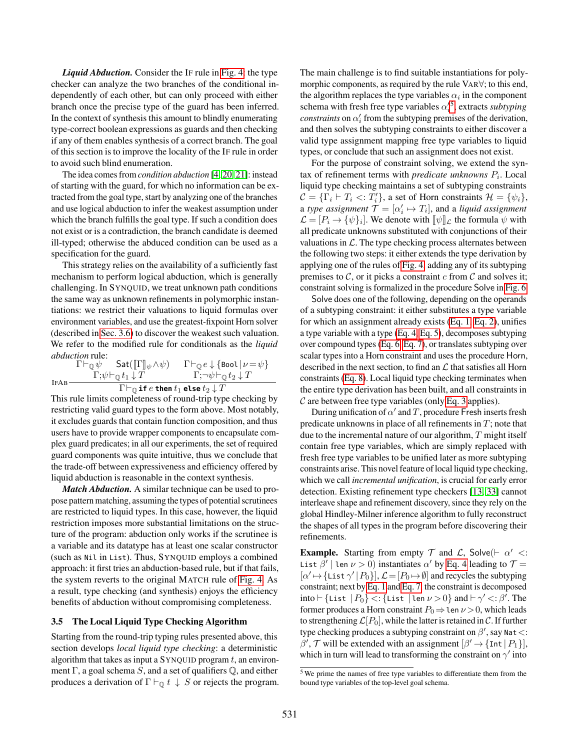***Liquid Abduction.*** Consider the IF rule in Fig. 4: the type checker can analyze the two branches of the conditional independently of each other, but can only proceed with either branch once the precise type of the guard has been inferred. In the context of synthesis this amount to blindly enumerating type-correct boolean expressions as guards and then checking if any of them enables synthesis of a correct branch. The goal of this section is to improve the locality of the IF rule in order to avoid such blind enumeration.

The idea comes from *condition abduction* [4, 20, 21]: instead of starting with the guard, for which no information can be extracted from the goal type, start by analyzing one of the branches and use logical abduction to infer the weakest assumption under which the branch fulfills the goal type. If such a condition does not exist or is a contradiction, the branch candidate is deemed ill-typed; otherwise the abduced condition can be used as a specification for the guard.

This strategy relies on the availability of a sufficiently fast mechanism to perform logical abduction, which is generally challenging. In SYNQUID, we treat unknown path conditions the same way as unknown refinements in polymorphic instantiations: we restrict their valuations to liquid formulas over environment variables, and use the greatest-fixpoint Horn solver (described in Sec. 3.6) to discover the weakest such valuation. We refer to the modified rule for conditionals as the *liquid abduction* rule:

$$\textsc{IfAb}\;\frac{\begin{array}{ccc}\Gamma \vdash_{\mathbb{Q}} \psi & \mathsf{Sat}(\llbracket\Gamma\rrbracket_\psi \wedge \psi) & \Gamma \vdash_{\mathbb{Q}} e \downarrow \{\texttt{Bool} \mid \nu = \psi\} \\ \Gamma; \psi \vdash_{\mathbb{Q}} t_1 \downarrow T & & \Gamma; \neg\psi \vdash_{\mathbb{Q}} t_2 \downarrow T\end{array}}{\Gamma \vdash_{\mathbb{Q}} \textbf{if } e \textbf{ then } t_1 \textbf{ else } t_2 \downarrow T}$$

This rule limits completeness of round-trip type checking by restricting valid guard types to the form above. Most notably, it excludes guards that contain function composition, and thus users have to provide wrapper components to encapsulate complex guard predicates; in all our experiments, the set of required guard components was quite intuitive, thus we conclude that the trade-off between expressiveness and efficiency offered by liquid abduction is reasonable in the context synthesis.

***Match Abduction.*** A similar technique can be used to propose pattern matching, assuming the types of potential scrutinees are restricted to liquid types. In this case, however, the liquid restriction imposes more substantial limitations on the structure of the program: abduction only works if the scrutinee is a variable and its datatype has at least one scalar constructor (such as `Nil` in `List`). Thus, SYNQUID employs a combined approach: it first tries an abduction-based rule, but if that fails, the system reverts to the original MATCH rule of Fig. 4. As a result, type checking (and synthesis) enjoys the efficiency benefits of abduction without compromising completeness.

### 3.5 The Local Liquid Type Checking Algorithm

Starting from the round-trip typing rules presented above, this section develops *local liquid type checking*: a deterministic algorithm that takes as input a SYNQUID program $t$, an environment $\Gamma$, a goal schema $S$, and a set of qualifiers $\mathbb{Q}$, and either produces a derivation of $\Gamma \vdash_{\mathbb{Q}} t \downarrow S$ or rejects the program. The main challenge is to find suitable instantiations for polymorphic components, as required by the rule VAR∀; to this end, the algorithm replaces the type variables $\alpha_i$ in the component schema with fresh free type variables $\alpha'_i$ [5], extracts *subtyping constraints* on $\alpha'_i$ from the subtyping premises of the derivation, and then solves the subtyping constraints to either discover a valid type assignment mapping free type variables to liquid types, or conclude that such an assignment does not exist.

For the purpose of constraint solving, we extend the syntax of refinement terms with *predicate unknowns* $P_i$. Local liquid type checking maintains a set of subtyping constraints $\mathcal{C} = \{\Gamma_i \vdash T_i <: T'_i\}$, a set of Horn constraints $\mathcal{H} = \{\psi_i\}$, a *type assignment* $\mathcal{T} = [\alpha'_i \mapsto T_i]$, and a *liquid assignment* $\mathcal{L} = [P_i \to \{\psi\}_i]$. We denote with $\llbracket\psi\rrbracket_{\mathcal{L}}$ the formula $\psi$ with all predicate unknowns substituted with conjunctions of their valuations in $\mathcal{L}$. The type checking process alternates between the following two steps: it either extends the type derivation by applying one of the rules of Fig. 4, adding any of its subtyping premises to $\mathcal{C}$, or it picks a constraint $c$ from $\mathcal{C}$ and solves it; constraint solving is formalized in the procedure Solve in Fig. 6.

Solve does one of the following, depending on the operands of a subtyping constraint: it either substitutes a type variable for which an assignment already exists (Eq. 1, Eq. 2), unifies a type variable with a type (Eq. 4, Eq. 5), decomposes subtyping over compound types (Eq. 6, Eq. 7), or translates subtyping over scalar types into a Horn constraint and uses the procedure Horn, described in the next section, to find an $\mathcal{L}$ that satisfies all Horn constraints (Eq. 8). Local liquid type checking terminates when the entire type derivation has been built, and all constraints in $\mathcal{C}$ are between free type variables (only Eq. 3 applies).

During unification of $\alpha'$ and $T$, procedure Fresh inserts fresh predicate unknowns in place of all refinements in $T$; note that due to the incremental nature of our algorithm, $T$ might itself contain free type variables, which are simply replaced with fresh free type variables to be unified later as more subtyping constraints arise. This novel feature of local liquid type checking, which we call *incremental unification*, is crucial for early error detection. Existing refinement type checkers [13, 33] cannot interleave shape and refinement discovery, since they rely on the global Hindley-Milner inference algorithm to fully reconstruct the shapes of all types in the program before discovering their refinements.

**Example.** Starting from empty $\mathcal{T}$ and $\mathcal{L}$, Solve($\vdash \alpha' <:$ `List` $\beta' \mid$ `len` $\nu > 0$) instantiates $\alpha'$ by Eq. 4 leading to $\mathcal{T} = [\alpha' \mapsto \{\texttt{List}\ \gamma' \mid P_0\}]$, $\mathcal{L} = [P_0 \mapsto \emptyset]$ and recycles the subtyping constraint; next by Eq. 1 and Eq. 7, the constraint is decomposed into $\vdash \{\texttt{List} \mid P_0\} <: \{\texttt{List} \mid \texttt{len}\ \nu > 0\}$ and $\vdash \gamma' <: \beta'$. The former produces a Horn constraint $P_0 \Rightarrow \texttt{len}\ \nu > 0$, which leads to strengthening $\mathcal{L}[P_0]$, while the latter is retained in $\mathcal{C}$. If further type checking produces a subtyping constraint on $\beta'$, say `Nat` $<: \beta'$, $\mathcal{T}$ will be extended with an assignment $[\beta' \to \{\texttt{Int} \mid P_1\}]$, which in turn will lead to transforming the constraint on $\gamma'$ into

[5] We prime the names of free type variables to differentiate them from the bound type variables of the top-level goal schema.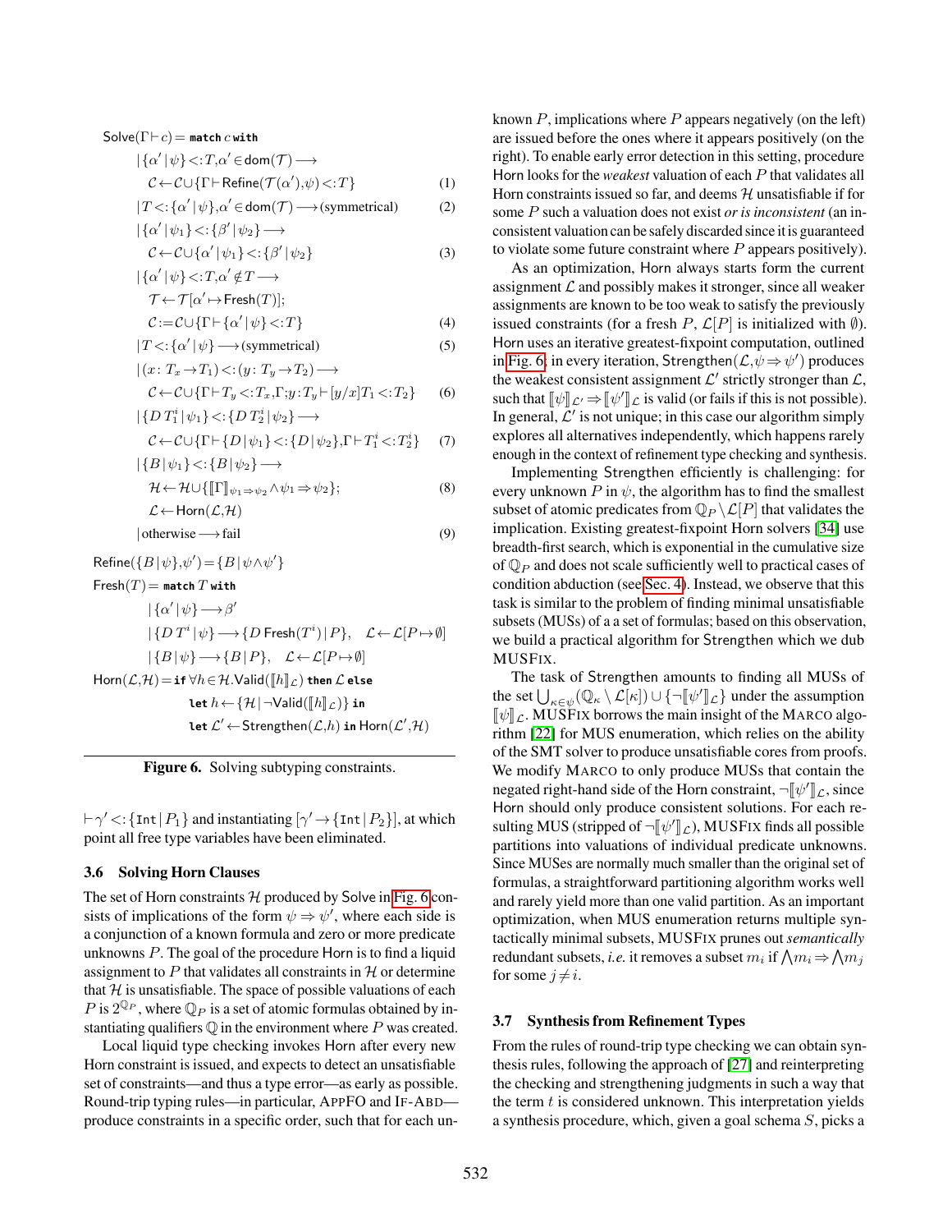$$
\begin{aligned}
&\mathsf{Solve}(\Gamma \vdash c) = \textbf{match } c \textbf{ with} \\
&\quad | \{\alpha' \mid \psi\} <: T, \alpha' \in \mathsf{dom}(\mathcal{T}) \longrightarrow \\
&\quad\quad \mathcal{C} \leftarrow \mathcal{C} \cup \{\Gamma \vdash \mathsf{Refine}(\mathcal{T}(\alpha'), \psi) <: T\} && (1) \\
&\quad | T <: \{\alpha' \mid \psi\}, \alpha' \in \mathsf{dom}(\mathcal{T}) \longrightarrow \text{(symmetrical)} && (2) \\
&\quad | \{\alpha' \mid \psi_1\} <: \{\beta' \mid \psi_2\} \longrightarrow \\
&\quad\quad \mathcal{C} \leftarrow \mathcal{C} \cup \{\alpha' \mid \psi_1\} <: \{\beta' \mid \psi_2\} && (3) \\
&\quad | \{\alpha' \mid \psi\} <: T, \alpha' \notin T \longrightarrow \\
&\quad\quad \mathcal{T} \leftarrow \mathcal{T}[\alpha' \mapsto \mathsf{Fresh}(T)]; \\
&\quad\quad \mathcal{C} := \mathcal{C} \cup \{\Gamma \vdash \{\alpha' \mid \psi\} <: T\} && (4) \\
&\quad | T <: \{\alpha' \mid \psi\} \longrightarrow \text{(symmetrical)} && (5) \\
&\quad | (x\colon T_x \to T_1) <: (y\colon T_y \to T_2) \longrightarrow \\
&\quad\quad \mathcal{C} \leftarrow \mathcal{C} \cup \{\Gamma \vdash T_y <: T_x, \Gamma; y\colon T_y \vdash [y/x]T_1 <: T_2\} && (6) \\
&\quad | \{D\, T_1^i \mid \psi_1\} <: \{D\, T_2^i \mid \psi_2\} \longrightarrow \\
&\quad\quad \mathcal{C} \leftarrow \mathcal{C} \cup \{\Gamma \vdash \{D \mid \psi_1\} <: \{D \mid \psi_2\}, \Gamma \vdash T_1^i <: T_2^i\} && (7) \\
&\quad | \{B \mid \psi_1\} <: \{B \mid \psi_2\} \longrightarrow \\
&\quad\quad \mathcal{H} \leftarrow \mathcal{H} \cup \{[\![\Gamma]\!]_{\psi_1 \Rightarrow \psi_2} \wedge \psi_1 \Rightarrow \psi_2\}; && (8) \\
&\quad\quad \mathcal{L} \leftarrow \mathsf{Horn}(\mathcal{L}, \mathcal{H}) \\
&\quad | \text{otherwise} \longrightarrow \text{fail} && (9) \\
&\mathsf{Refine}(\{B \mid \psi\}, \psi') = \{B \mid \psi \wedge \psi'\} \\
&\mathsf{Fresh}(T) = \textbf{match } T \textbf{ with} \\
&\quad | \{\alpha' \mid \psi\} \longrightarrow \beta' \\
&\quad | \{D\, T^i \mid \psi\} \longrightarrow \{D\, \mathsf{Fresh}(T^i) \mid P\}, \quad \mathcal{L} \leftarrow \mathcal{L}[P \mapsto \emptyset] \\
&\quad | \{B \mid \psi\} \longrightarrow \{B \mid P\}, \quad \mathcal{L} \leftarrow \mathcal{L}[P \mapsto \emptyset] \\
&\mathsf{Horn}(\mathcal{L}, \mathcal{H}) = \textbf{if } \forall h \in \mathcal{H}. \mathsf{Valid}([\![h]\!]_{\mathcal{L}}) \textbf{ then } \mathcal{L} \textbf{ else} \\
&\quad\quad \textbf{let } h \leftarrow \{\mathcal{H} \mid \neg \mathsf{Valid}([\![h]\!]_{\mathcal{L}})\} \textbf{ in} \\
&\quad\quad \textbf{let } \mathcal{L}' \leftarrow \mathsf{Strengthen}(\mathcal{L}, h) \textbf{ in } \mathsf{Horn}(\mathcal{L}', \mathcal{H})
\end{aligned}
$$

**Figure 6.** Solving subtyping constraints.

$\vdash \gamma' <: \{\texttt{Int} \mid P_1\}$ and instantiating $[\gamma' \to \{\texttt{Int} \mid P_2\}]$, at which point all free type variables have been eliminated.

### 3.6 Solving Horn Clauses

The set of Horn constraints $\mathcal{H}$ produced by Solve in Fig. 6 consists of implications of the form $\psi \Rightarrow \psi'$, where each side is a conjunction of a known formula and zero or more predicate unknowns $P$. The goal of the procedure Horn is to find a liquid assignment to $P$ that validates all constraints in $\mathcal{H}$ or determine that $\mathcal{H}$ is unsatisfiable. The space of possible valuations of each $P$ is $2^{\mathbb{Q}_P}$, where $\mathbb{Q}_P$ is a set of atomic formulas obtained by instantiating qualifiers $\mathbb{Q}$ in the environment where $P$ was created.

Local liquid type checking invokes Horn after every new Horn constraint is issued, and expects to detect an unsatisfiable set of constraints—and thus a type error—as early as possible. Round-trip typing rules—in particular, APPFO and IF-ABD—produce constraints in a specific order, such that for each unknown $P$, implications where $P$ appears negatively (on the left) are issued before the ones where it appears positively (on the right). To enable early error detection in this setting, procedure Horn looks for the *weakest* valuation of each $P$ that validates all Horn constraints issued so far, and deems $\mathcal{H}$ unsatisfiable if for some $P$ such a valuation does not exist *or is inconsistent* (an inconsistent valuation can be safely discarded since it is guaranteed to violate some future constraint where $P$ appears positively).

As an optimization, Horn always starts form the current assignment $\mathcal{L}$ and possibly makes it stronger, since all weaker assignments are known to be too weak to satisfy the previously issued constraints (for a fresh $P$, $\mathcal{L}[P]$ is initialized with $\emptyset$). Horn uses an iterative greatest-fixpoint computation, outlined in Fig. 6; in every iteration, $\mathsf{Strengthen}(\mathcal{L}, \psi \Rightarrow \psi')$ produces the weakest consistent assignment $\mathcal{L}'$ strictly stronger than $\mathcal{L}$, such that $[\![\psi]\!]_{\mathcal{L}'} \Rightarrow [\![\psi']\!]_{\mathcal{L}}$ is valid (or fails if this is not possible). In general, $\mathcal{L}'$ is not unique; in this case our algorithm simply explores all alternatives independently, which happens rarely enough in the context of refinement type checking and synthesis.

Implementing Strengthen efficiently is challenging: for every unknown $P$ in $\psi$, the algorithm has to find the smallest subset of atomic predicates from $\mathbb{Q}_P \setminus \mathcal{L}[P]$ that validates the implication. Existing greatest-fixpoint Horn solvers [34] use breadth-first search, which is exponential in the cumulative size of $\mathbb{Q}_P$ and does not scale sufficiently well to practical cases of condition abduction (see Sec. 4). Instead, we observe that this task is similar to the problem of finding minimal unsatisfiable subsets (MUSs) of a a set of formulas; based on this observation, we build a practical algorithm for Strengthen which we dub MUSFIX.

The task of Strengthen amounts to finding all MUSs of the set $\bigcup_{\kappa \in \psi}(\mathbb{Q}_\kappa \setminus \mathcal{L}[\kappa]) \cup \{\neg[\![\psi']\!]_{\mathcal{L}}\}$ under the assumption $[\![\psi]\!]_{\mathcal{L}}$. MUSFIX borrows the main insight of the MARCO algorithm [22] for MUS enumeration, which relies on the ability of the SMT solver to produce unsatisfiable cores from proofs. We modify MARCO to only produce MUSs that contain the negated right-hand side of the Horn constraint, $\neg[\![\psi']\!]_{\mathcal{L}}$, since Horn should only produce consistent solutions. For each resulting MUS (stripped of $\neg[\![\psi']\!]_{\mathcal{L}}$), MUSFIX finds all possible partitions into valuations of individual predicate unknowns. Since MUSes are normally much smaller than the original set of formulas, a straightforward partitioning algorithm works well and rarely yield more than one valid partition. As an important optimization, when MUS enumeration returns multiple syntactically minimal subsets, MUSFIX prunes out *semantically* redundant subsets, *i.e.* it removes a subset $m_i$ if $\bigwedge m_i \Rightarrow \bigwedge m_j$ for some $j \neq i$.

### 3.7 Synthesis from Refinement Types

From the rules of round-trip type checking we can obtain synthesis rules, following the approach of [27] and reinterpreting the checking and strengthening judgments in such a way that the term $t$ is considered unknown. This interpretation yields a synthesis procedure, which, given a goal schema $S$, picks a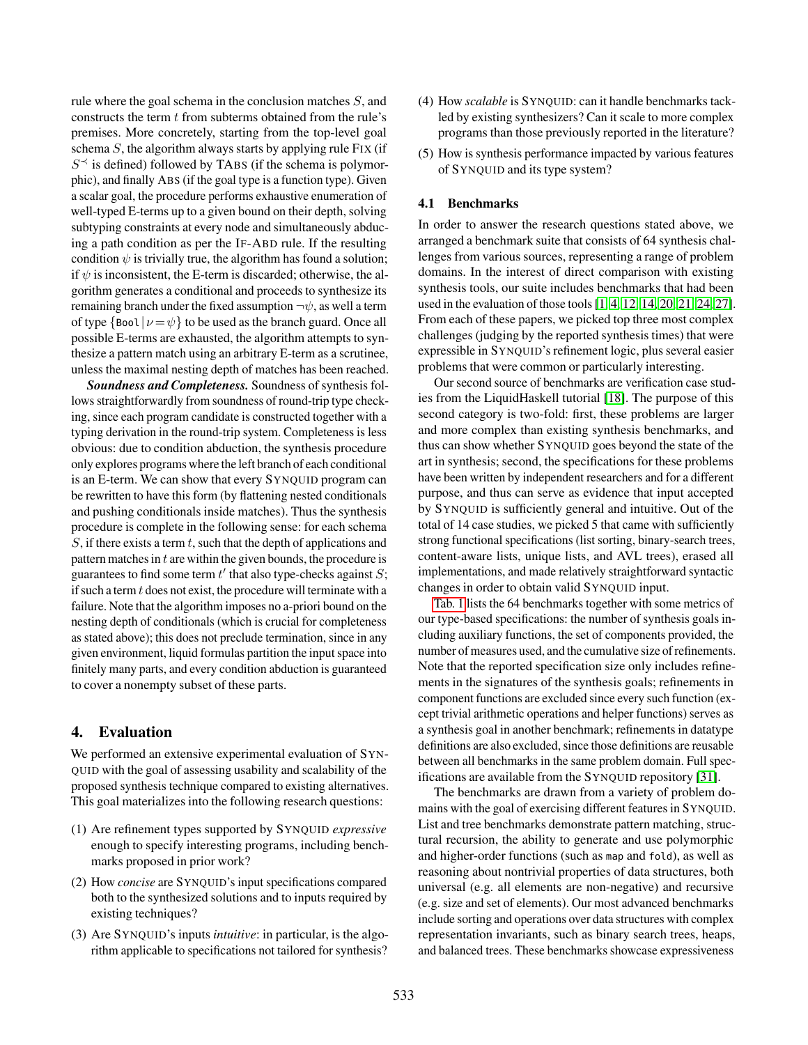rule where the goal schema in the conclusion matches $S$, and constructs the term $t$ from subterms obtained from the rule's premises. More concretely, starting from the top-level goal schema $S$, the algorithm always starts by applying rule FIX (if $S^{\prec}$ is defined) followed by TABS (if the schema is polymorphic), and finally ABS (if the goal type is a function type). Given a scalar goal, the procedure performs exhaustive enumeration of well-typed E-terms up to a given bound on their depth, solving subtyping constraints at every node and simultaneously abducing a path condition as per the IF-ABD rule. If the resulting condition $\psi$ is trivially true, the algorithm has found a solution; if $\psi$ is inconsistent, the E-term is discarded; otherwise, the algorithm generates a conditional and proceeds to synthesize its remaining branch under the fixed assumption $\neg\psi$, as well a term of type $\{\texttt{Bool} \mid \nu = \psi\}$ to be used as the branch guard. Once all possible E-terms are exhausted, the algorithm attempts to synthesize a pattern match using an arbitrary E-term as a scrutinee, unless the maximal nesting depth of matches has been reached.

***Soundness and Completeness.*** Soundness of synthesis follows straightforwardly from soundness of round-trip type checking, since each program candidate is constructed together with a typing derivation in the round-trip system. Completeness is less obvious: due to condition abduction, the synthesis procedure only explores programs where the left branch of each conditional is an E-term. We can show that every SYNQUID program can be rewritten to have this form (by flattening nested conditionals and pushing conditionals inside matches). Thus the synthesis procedure is complete in the following sense: for each schema $S$, if there exists a term $t$, such that the depth of applications and pattern matches in $t$ are within the given bounds, the procedure is guarantees to find some term $t'$ that also type-checks against $S$; if such a term $t$ does not exist, the procedure will terminate with a failure. Note that the algorithm imposes no a-priori bound on the nesting depth of conditionals (which is crucial for completeness as stated above); this does not preclude termination, since in any given environment, liquid formulas partition the input space into finitely many parts, and every condition abduction is guaranteed to cover a nonempty subset of these parts.

## 4. Evaluation

We performed an extensive experimental evaluation of SYNQUID with the goal of assessing usability and scalability of the proposed synthesis technique compared to existing alternatives. This goal materializes into the following research questions:

(1) Are refinement types supported by SYNQUID *expressive* enough to specify interesting programs, including benchmarks proposed in prior work?

(2) How *concise* are SYNQUID's input specifications compared both to the synthesized solutions and to inputs required by existing techniques?

(3) Are SYNQUID's inputs *intuitive*: in particular, is the algorithm applicable to specifications not tailored for synthesis?

(4) How *scalable* is SYNQUID: can it handle benchmarks tackled by existing synthesizers? Can it scale to more complex programs than those previously reported in the literature?

(5) How is synthesis performance impacted by various features of SYNQUID and its type system?

### 4.1 Benchmarks

In order to answer the research questions stated above, we arranged a benchmark suite that consists of 64 synthesis challenges from various sources, representing a range of problem domains. In the interest of direct comparison with existing synthesis tools, our suite includes benchmarks that had been used in the evaluation of those tools [1, 4, 12, 14, 20, 21, 24, 27]. From each of these papers, we picked top three most complex challenges (judging by the reported synthesis times) that were expressible in SYNQUID's refinement logic, plus several easier problems that were common or particularly interesting.

Our second source of benchmarks are verification case studies from the LiquidHaskell tutorial [18]. The purpose of this second category is two-fold: first, these problems are larger and more complex than existing synthesis benchmarks, and thus can show whether SYNQUID goes beyond the state of the art in synthesis; second, the specifications for these problems have been written by independent researchers and for a different purpose, and thus can serve as evidence that input accepted by SYNQUID is sufficiently general and intuitive. Out of the total of 14 case studies, we picked 5 that came with sufficiently strong functional specifications (list sorting, binary-search trees, content-aware lists, unique lists, and AVL trees), erased all implementations, and made relatively straightforward syntactic changes in order to obtain valid SYNQUID input.

Tab. 1 lists the 64 benchmarks together with some metrics of our type-based specifications: the number of synthesis goals including auxiliary functions, the set of components provided, the number of measures used, and the cumulative size of refinements. Note that the reported specification size only includes refinements in the signatures of the synthesis goals; refinements in component functions are excluded since every such function (except trivial arithmetic operations and helper functions) serves as a synthesis goal in another benchmark; refinements in datatype definitions are also excluded, since those definitions are reusable between all benchmarks in the same problem domain. Full specifications are available from the SYNQUID repository [31].

The benchmarks are drawn from a variety of problem domains with the goal of exercising different features in SYNQUID. List and tree benchmarks demonstrate pattern matching, structural recursion, the ability to generate and use polymorphic and higher-order functions (such as `map` and `fold`), as well as reasoning about nontrivial properties of data structures, both universal (e.g. all elements are non-negative) and recursive (e.g. size and set of elements). Our most advanced benchmarks include sorting and operations over data structures with complex representation invariants, such as binary search trees, heaps, and balanced trees. These benchmarks showcase expressiveness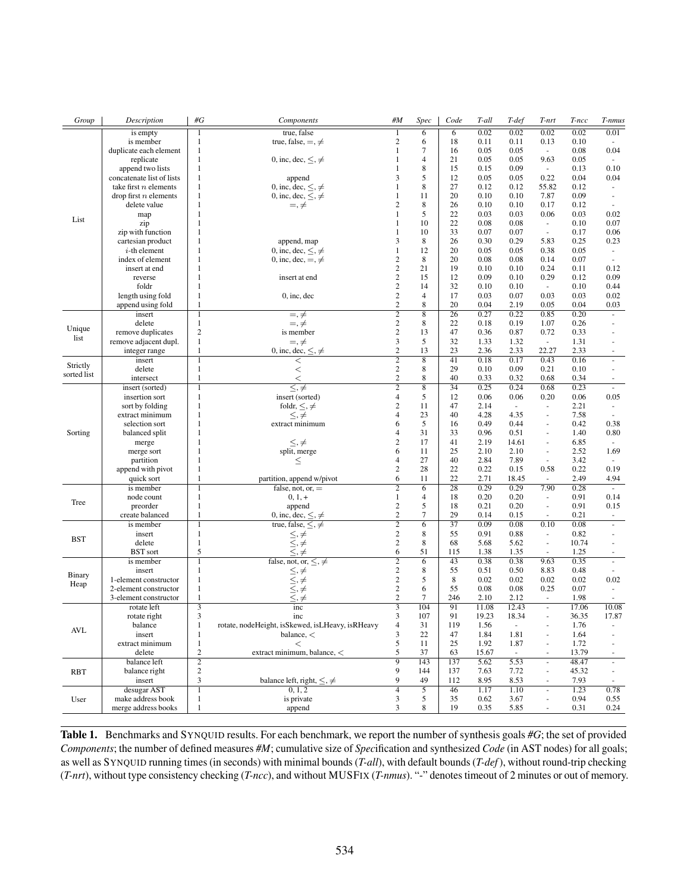| *Group* | *Description* | *#G* | *Components* | *#M* | *Spec* | *Code* | *T-all* | *T-def* | *T-nrt* | *T-ncc* | *T-nmus* |
|---|---|---|---|---|---|---|---|---|---|---|---|
| List | is empty | 1 | true, false | 1 | 6 | 6 | 0.02 | 0.02 | 0.02 | 0.02 | 0.01 |
| | is member | 1 | true, false, $=, \neq$ | 2 | 6 | 18 | 0.11 | 0.11 | 0.13 | 0.10 | - |
| | duplicate each element | 1 | | 1 | 7 | 16 | 0.05 | 0.05 | - | 0.08 | 0.04 |
| | replicate | 1 | 0, inc, dec, $\leq, \neq$ | 1 | 4 | 21 | 0.05 | 0.05 | 9.63 | 0.05 | - |
| | append two lists | 1 | | 1 | 8 | 15 | 0.15 | 0.09 | - | 0.13 | 0.10 |
| | concatenate list of lists | 1 | append | 3 | 5 | 12 | 0.05 | 0.05 | 0.22 | 0.04 | 0.04 |
| | take first $n$ elements | 1 | 0, inc, dec, $\leq, \neq$ | 1 | 8 | 27 | 0.12 | 0.12 | 55.82 | 0.12 | - |
| | drop first $n$ elements | 1 | 0, inc, dec, $\leq, \neq$ | 1 | 11 | 20 | 0.10 | 0.10 | 7.87 | 0.09 | - |
| | delete value | 1 | $=, \neq$ | 2 | 8 | 26 | 0.10 | 0.10 | 0.17 | 0.12 | - |
| | map | 1 | | 1 | 5 | 22 | 0.03 | 0.03 | 0.06 | 0.03 | 0.02 |
| | zip | 1 | | 1 | 10 | 22 | 0.08 | 0.08 | - | 0.10 | 0.07 |
| | zip with function | 1 | | 1 | 10 | 33 | 0.07 | 0.07 | - | 0.17 | 0.06 |
| | cartesian product | 1 | append, map | 3 | 8 | 26 | 0.30 | 0.29 | 5.83 | 0.25 | 0.23 |
| | $i$-th element | 1 | 0, inc, dec, $\leq, \neq$ | 1 | 12 | 20 | 0.05 | 0.05 | 0.38 | 0.05 | - |
| | index of element | 1 | 0, inc, dec, $=, \neq$ | 2 | 8 | 20 | 0.08 | 0.08 | 0.14 | 0.07 | - |
| | insert at end | 1 | | 2 | 21 | 19 | 0.10 | 0.10 | 0.24 | 0.11 | 0.12 |
| | reverse | 1 | insert at end | 2 | 15 | 12 | 0.09 | 0.10 | 0.29 | 0.12 | 0.09 |
| | foldr | 1 | | 2 | 14 | 32 | 0.10 | 0.10 | - | 0.10 | 0.44 |
| | length using fold | 1 | 0, inc, dec | 2 | 4 | 17 | 0.03 | 0.07 | 0.03 | 0.03 | 0.02 |
| | append using fold | 1 | | 2 | 8 | 20 | 0.04 | 2.19 | 0.05 | 0.04 | 0.03 |
| Unique list | insert | 1 | $=, \neq$ | 2 | 8 | 26 | 0.27 | 0.22 | 0.85 | 0.20 | - |
| | delete | 1 | $=, \neq$ | 2 | 8 | 22 | 0.18 | 0.19 | 1.07 | 0.26 | - |
| | remove duplicates | 2 | is member | 2 | 13 | 47 | 0.36 | 0.87 | 0.72 | 0.33 | - |
| | remove adjacent dupl. | 1 | $=, \neq$ | 3 | 5 | 32 | 1.33 | 1.32 | - | 1.31 | - |
| | integer range | 1 | 0, inc, dec, $\leq, \neq$ | 2 | 13 | 23 | 2.36 | 2.33 | 22.27 | 2.33 | - |
| Strictly sorted list | insert | 1 | $<$ | 2 | 8 | 41 | 0.18 | 0.17 | 0.43 | 0.16 | - |
| | delete | 1 | $<$ | 2 | 8 | 29 | 0.10 | 0.09 | 0.21 | 0.10 | - |
| | intersect | 1 | $<$ | 2 | 8 | 40 | 0.33 | 0.32 | 0.68 | 0.34 | - |
| Sorting | insert (sorted) | 1 | $\leq, \neq$ | 2 | 8 | 34 | 0.25 | 0.24 | 0.68 | 0.23 | - |
| | insertion sort | 1 | insert (sorted) | 4 | 5 | 12 | 0.06 | 0.06 | 0.20 | 0.06 | 0.05 |
| | sort by folding | 1 | foldr, $\leq, \neq$ | 2 | 11 | 47 | 2.14 | - | - | 2.21 | - |
| | extract minimum | 1 | $\leq, \neq$ | 4 | 23 | 40 | 4.28 | 4.35 | - | 7.58 | - |
| | selection sort | 1 | extract minimum | 6 | 5 | 16 | 0.49 | 0.44 | - | 0.42 | 0.38 |
| | balanced split | 1 | | 4 | 31 | 33 | 0.96 | 0.51 | - | 1.40 | 0.80 |
| | merge | 1 | $\leq, \neq$ | 2 | 17 | 41 | 2.19 | 14.61 | - | 6.85 | - |
| | merge sort | 1 | split, merge | 6 | 11 | 25 | 2.10 | 2.10 | - | 2.52 | 1.69 |
| | partition | 1 | $\leq$ | 4 | 27 | 40 | 2.84 | 7.89 | - | 3.42 | - |
| | append with pivot | 1 | | 2 | 28 | 22 | 0.22 | 0.15 | 0.58 | 0.22 | 0.19 |
| | quick sort | 1 | partition, append w/pivot | 6 | 11 | 22 | 2.71 | 18.45 | - | 2.49 | 4.94 |
| Tree | is member | 1 | false, not, or, $=$ | 2 | 6 | 28 | 0.29 | 0.29 | 7.90 | 0.28 | - |
| | node count | 1 | 0, 1, + | 1 | 4 | 18 | 0.20 | 0.20 | - | 0.91 | 0.14 |
| | preorder | 1 | append | 2 | 5 | 18 | 0.21 | 0.20 | - | 0.91 | 0.15 |
| | create balanced | 1 | 0, inc, dec, $\leq, \neq$ | 2 | 7 | 29 | 0.14 | 0.15 | - | 0.21 | - |
| BST | is member | 1 | true, false, $\leq, \neq$ | 2 | 6 | 37 | 0.09 | 0.08 | 0.10 | 0.08 | - |
| | insert | 1 | $\leq, \neq$ | 2 | 8 | 55 | 0.91 | 0.88 | - | 0.82 | - |
| | delete | 1 | $\leq, \neq$ | 2 | 8 | 68 | 5.68 | 5.62 | - | 10.74 | - |
| | BST sort | 5 | $\leq, \neq$ | 6 | 51 | 115 | 1.38 | 1.35 | - | 1.25 | - |
| Binary Heap | is member | 1 | false, not, or, $\leq, \neq$ | 2 | 6 | 43 | 0.38 | 0.38 | 9.63 | 0.35 | - |
| | insert | 1 | $\leq, \neq$ | 2 | 8 | 55 | 0.51 | 0.50 | 8.83 | 0.48 | - |
| | 1-element constructor | 1 | $\leq, \neq$ | 2 | 5 | 8 | 0.02 | 0.02 | 0.02 | 0.02 | 0.02 |
| | 2-element constructor | 1 | $\leq, \neq$ | 2 | 6 | 55 | 0.08 | 0.08 | 0.25 | 0.07 | - |
| | 3-element constructor | 1 | $\leq, \neq$ | 2 | 7 | 246 | 2.10 | 2.12 | - | 1.98 | - |
| AVL | rotate left | 3 | inc | 3 | 104 | 91 | 11.08 | 12.43 | - | 17.06 | 10.08 |
| | rotate right | 3 | inc | 3 | 107 | 91 | 19.23 | 18.34 | - | 36.35 | 17.87 |
| | balance | 1 | rotate, nodeHeight, isSkewed, isLHeavy, isRHeavy | 4 | 31 | 119 | 1.56 | - | - | 1.76 | - |
| | insert | 1 | balance, $<$ | 3 | 22 | 47 | 1.84 | 1.81 | - | 1.64 | - |
| | extract minimum | 1 | $<$ | 5 | 11 | 25 | 1.92 | 1.87 | - | 1.72 | - |
| | delete | 2 | extract minimum, balance, $<$ | 5 | 37 | 63 | 15.67 | - | - | 13.79 | - |
| RBT | balance left | 2 | | 9 | 143 | 137 | 5.62 | 5.53 | - | 48.47 | - |
| | balance right | 2 | | 9 | 144 | 137 | 7.63 | 7.72 | - | 45.32 | - |
| | insert | 3 | balance left, right, $\leq, \neq$ | 9 | 49 | 112 | 8.95 | 8.53 | - | 7.93 | - |
| User | desugar AST | 1 | 0, 1, 2 | 4 | 5 | 46 | 1.17 | 1.10 | - | 1.23 | 0.78 |
| | make address book | 1 | is private | 3 | 5 | 35 | 0.62 | 3.67 | - | 0.94 | 0.55 |
| | merge address books | 1 | append | 3 | 8 | 19 | 0.35 | 5.85 | - | 0.31 | 0.24 |

**Table 1.** Benchmarks and SYNQUID results. For each benchmark, we report the number of synthesis goals *#G*; the set of provided *Components*; the number of defined measures *#M*; cumulative size of *Spec*ification and synthesized *Code* (in AST nodes) for all goals; as well as SYNQUID running times (in seconds) with minimal bounds (*T-all*), with default bounds (*T-def*), without round-trip checking (*T-nrt*), without type consistency checking (*T-ncc*), and without MUSFIX (*T-nmus*). "-" denotes timeout of 2 minutes or out of memory.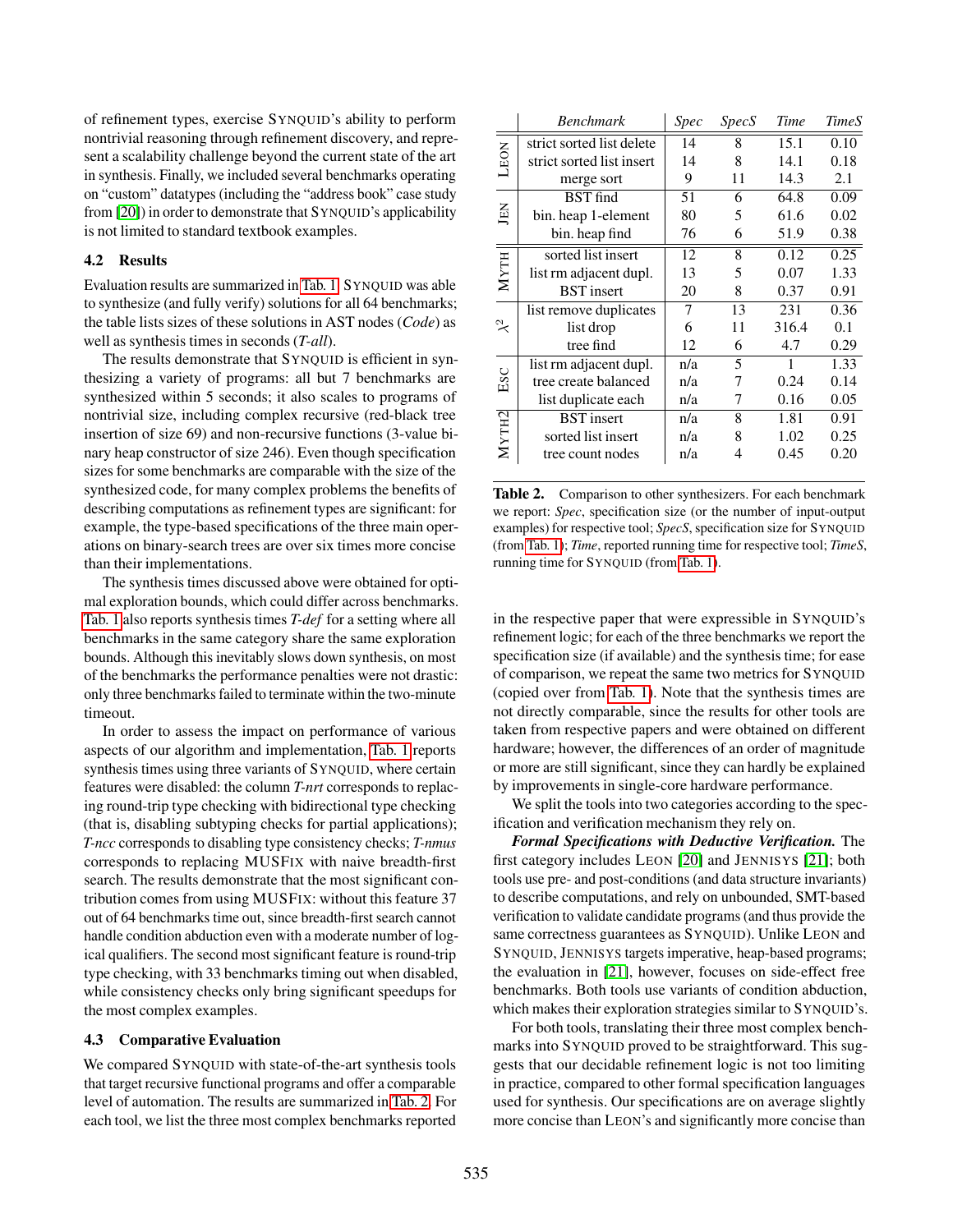of refinement types, exercise SYNQUID's ability to perform nontrivial reasoning through refinement discovery, and represent a scalability challenge beyond the current state of the art in synthesis. Finally, we included several benchmarks operating on "custom" datatypes (including the "address book" case study from [20]) in order to demonstrate that SYNQUID's applicability is not limited to standard textbook examples.

### 4.2 Results

Evaluation results are summarized in Tab. 1. SYNQUID was able to synthesize (and fully verify) solutions for all 64 benchmarks; the table lists sizes of these solutions in AST nodes (*Code*) as well as synthesis times in seconds (*T-all*).

The results demonstrate that SYNQUID is efficient in synthesizing a variety of programs: all but 7 benchmarks are synthesized within 5 seconds; it also scales to programs of nontrivial size, including complex recursive (red-black tree insertion of size 69) and non-recursive functions (3-value binary heap constructor of size 246). Even though specification sizes for some benchmarks are comparable with the size of the synthesized code, for many complex problems the benefits of describing computations as refinement types are significant: for example, the type-based specifications of the three main operations on binary-search trees are over six times more concise than their implementations.

The synthesis times discussed above were obtained for optimal exploration bounds, which could differ across benchmarks. Tab. 1 also reports synthesis times *T-def* for a setting where all benchmarks in the same category share the same exploration bounds. Although this inevitably slows down synthesis, on most of the benchmarks the performance penalties were not drastic: only three benchmarks failed to terminate within the two-minute timeout.

In order to assess the impact on performance of various aspects of our algorithm and implementation, Tab. 1 reports synthesis times using three variants of SYNQUID, where certain features were disabled: the column *T-nrt* corresponds to replacing round-trip type checking with bidirectional type checking (that is, disabling subtyping checks for partial applications); *T-ncc* corresponds to disabling type consistency checks; *T-nmus* corresponds to replacing MUSFIX with naive breadth-first search. The results demonstrate that the most significant contribution comes from using MUSFIX: without this feature 37 out of 64 benchmarks time out, since breadth-first search cannot handle condition abduction even with a moderate number of logical qualifiers. The second most significant feature is round-trip type checking, with 33 benchmarks timing out when disabled, while consistency checks only bring significant speedups for the most complex examples.

### 4.3 Comparative Evaluation

We compared SYNQUID with state-of-the-art synthesis tools that target recursive functional programs and offer a comparable level of automation. The results are summarized in Tab. 2. For each tool, we list the three most complex benchmarks reported

| | *Benchmark* | *Spec* | *SpecS* | *Time* | *TimeS* |
|---|---|---|---|---|---|
| LEON | strict sorted list delete | 14 | 8 | 15.1 | 0.10 |
| | strict sorted list insert | 14 | 8 | 14.1 | 0.18 |
| | merge sort | 9 | 11 | 14.3 | 2.1 |
| JEN | BST find | 51 | 6 | 64.8 | 0.09 |
| | bin. heap 1-element | 80 | 5 | 61.6 | 0.02 |
| | bin. heap find | 76 | 6 | 51.9 | 0.38 |
| MYTH | sorted list insert | 12 | 8 | 0.12 | 0.25 |
| | list rm adjacent dupl. | 13 | 5 | 0.07 | 1.33 |
| | BST insert | 20 | 8 | 0.37 | 0.91 |
| $\lambda^2$ | list remove duplicates | 7 | 13 | 231 | 0.36 |
| | list drop | 6 | 11 | 316.4 | 0.1 |
| | tree find | 12 | 6 | 4.7 | 0.29 |
| ESC | list rm adjacent dupl. | n/a | 5 | 1 | 1.33 |
| | tree create balanced | n/a | 7 | 0.24 | 0.14 |
| | list duplicate each | n/a | 7 | 0.16 | 0.05 |
| MYTH2 | BST insert | n/a | 8 | 1.81 | 0.91 |
| | sorted list insert | n/a | 8 | 1.02 | 0.25 |
| | tree count nodes | n/a | 4 | 0.45 | 0.20 |

**Table 2.** Comparison to other synthesizers. For each benchmark we report: *Spec*, specification size (or the number of input-output examples) for respective tool; *SpecS*, specification size for SYNQUID (from Tab. 1); *Time*, reported running time for respective tool; *TimeS*, running time for SYNQUID (from Tab. 1).

in the respective paper that were expressible in SYNQUID's refinement logic; for each of the three benchmarks we report the specification size (if available) and the synthesis time; for ease of comparison, we repeat the same two metrics for SYNQUID (copied over from Tab. 1). Note that the synthesis times are not directly comparable, since the results for other tools are taken from respective papers and were obtained on different hardware; however, the differences of an order of magnitude or more are still significant, since they can hardly be explained by improvements in single-core hardware performance.

We split the tools into two categories according to the specification and verification mechanism they rely on.

***Formal Specifications with Deductive Verification.*** The first category includes LEON [20] and JENNISYS [21]; both tools use pre- and post-conditions (and data structure invariants) to describe computations, and rely on unbounded, SMT-based verification to validate candidate programs (and thus provide the same correctness guarantees as SYNQUID). Unlike LEON and SYNQUID, JENNISYS targets imperative, heap-based programs; the evaluation in [21], however, focuses on side-effect free benchmarks. Both tools use variants of condition abduction, which makes their exploration strategies similar to SYNQUID's.

For both tools, translating their three most complex benchmarks into SYNQUID proved to be straightforward. This suggests that our decidable refinement logic is not too limiting in practice, compared to other formal specification languages used for synthesis. Our specifications are on average slightly more concise than LEON's and significantly more concise than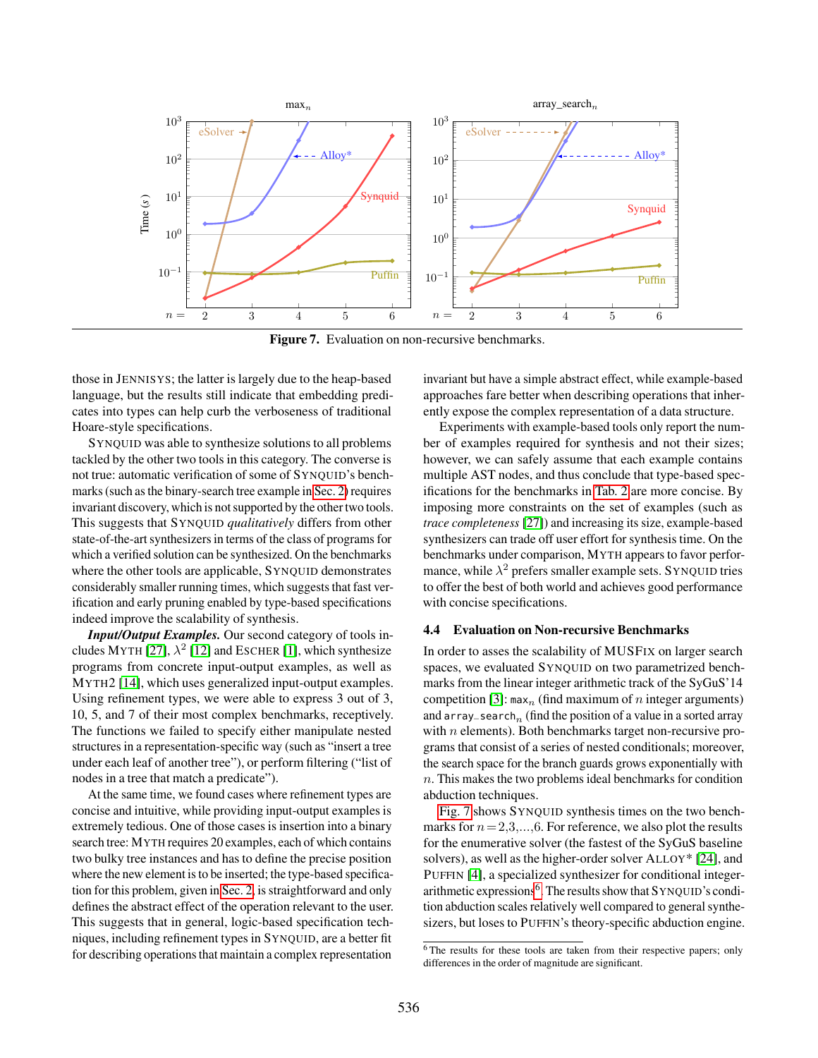Figure 7. Evaluation on non-recursive benchmarks.

those in JENNISYS; the latter is largely due to the heap-based language, but the results still indicate that embedding predicates into types can help curb the verboseness of traditional Hoare-style specifications.

SYNQUID was able to synthesize solutions to all problems tackled by the other two tools in this category. The converse is not true: automatic verification of some of SYNQUID's benchmarks (such as the binary-search tree example in Sec. 2) requires invariant discovery, which is not supported by the other two tools. This suggests that SYNQUID *qualitatively* differs from other state-of-the-art synthesizers in terms of the class of programs for which a verified solution can be synthesized. On the benchmarks where the other tools are applicable, SYNQUID demonstrates considerably smaller running times, which suggests that fast verification and early pruning enabled by type-based specifications indeed improve the scalability of synthesis.

***Input/Output Examples.*** Our second category of tools includes MYTH [27], $\lambda^2$ [12] and ESCHER [1], which synthesize programs from concrete input-output examples, as well as MYTH2 [14], which uses generalized input-output examples. Using refinement types, we were able to express 3 out of 3, 10, 5, and 7 of their most complex benchmarks, receptively. The functions we failed to specify either manipulate nested structures in a representation-specific way (such as "insert a tree under each leaf of another tree"), or perform filtering ("list of nodes in a tree that match a predicate").

At the same time, we found cases where refinement types are concise and intuitive, while providing input-output examples is extremely tedious. One of those cases is insertion into a binary search tree: MYTH requires 20 examples, each of which contains two bulky tree instances and has to define the precise position where the new element is to be inserted; the type-based specification for this problem, given in Sec. 2, is straightforward and only defines the abstract effect of the operation relevant to the user. This suggests that in general, logic-based specification techniques, including refinement types in SYNQUID, are a better fit for describing operations that maintain a complex representation invariant but have a simple abstract effect, while example-based approaches fare better when describing operations that inherently expose the complex representation of a data structure.

Experiments with example-based tools only report the number of examples required for synthesis and not their sizes; however, we can safely assume that each example contains multiple AST nodes, and thus conclude that type-based specifications for the benchmarks in Tab. 2 are more concise. By imposing more constraints on the set of examples (such as *trace completeness* [27]) and increasing its size, example-based synthesizers can trade off user effort for synthesis time. On the benchmarks under comparison, MYTH appears to favor performance, while $\lambda^2$ prefers smaller example sets. SYNQUID tries to offer the best of both world and achieves good performance with concise specifications.

### 4.4 Evaluation on Non-recursive Benchmarks

In order to asses the scalability of MUSFIX on larger search spaces, we evaluated SYNQUID on two parametrized benchmarks from the linear integer arithmetic track of the SyGuS'14 competition [3]: $\texttt{max}_n$ (find maximum of $n$ integer arguments) and $\texttt{array\_search}_n$ (find the position of a value in a sorted array with $n$ elements). Both benchmarks target non-recursive programs that consist of a series of nested conditionals; moreover, the search space for the branch guards grows exponentially with $n$. This makes the two problems ideal benchmarks for condition abduction techniques.

Fig. 7 shows SYNQUID synthesis times on the two benchmarks for $n = 2, 3, \ldots, 6$. For reference, we also plot the results for the enumerative solver (the fastest of the SyGuS baseline solvers), as well as the higher-order solver ALLOY* [24], and PUFFIN [4], a specialized synthesizer for conditional integer-arithmetic expressions[6]. The results show that SYNQUID's condition abduction scales relatively well compared to general synthesizers, but loses to PUFFIN's theory-specific abduction engine.

[6] The results for these tools are taken from their respective papers; only differences in the order of magnitude are significant.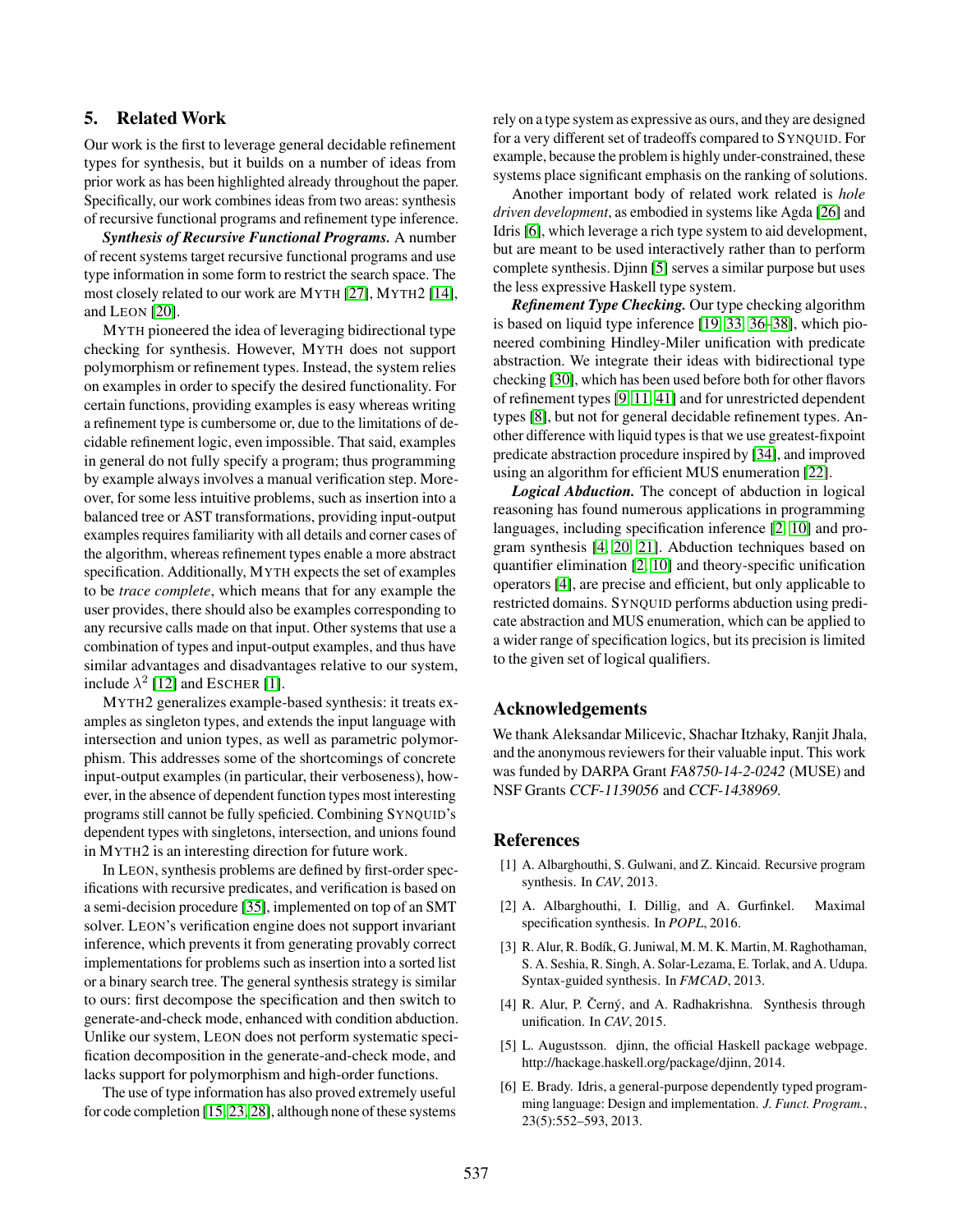## 5. Related Work

Our work is the first to leverage general decidable refinement types for synthesis, but it builds on a number of ideas from prior work as has been highlighted already throughout the paper. Specifically, our work combines ideas from two areas: synthesis of recursive functional programs and refinement type inference.

***Synthesis of Recursive Functional Programs.*** A number of recent systems target recursive functional programs and use type information in some form to restrict the search space. The most closely related to our work are MYTH [27], MYTH2 [14], and LEON [20].

MYTH pioneered the idea of leveraging bidirectional type checking for synthesis. However, MYTH does not support polymorphism or refinement types. Instead, the system relies on examples in order to specify the desired functionality. For certain functions, providing examples is easy whereas writing a refinement type is cumbersome or, due to the limitations of decidable refinement logic, even impossible. That said, examples in general do not fully specify a program; thus programming by example always involves a manual verification step. Moreover, for some less intuitive problems, such as insertion into a balanced tree or AST transformations, providing input-output examples requires familiarity with all details and corner cases of the algorithm, whereas refinement types enable a more abstract specification. Additionally, MYTH expects the set of examples to be *trace complete*, which means that for any example the user provides, there should also be examples corresponding to any recursive calls made on that input. Other systems that use a combination of types and input-output examples, and thus have similar advantages and disadvantages relative to our system, include $\lambda^2$ [12] and ESCHER [1].

MYTH2 generalizes example-based synthesis: it treats examples as singleton types, and extends the input language with intersection and union types, as well as parametric polymorphism. This addresses some of the shortcomings of concrete input-output examples (in particular, their verboseness), however, in the absence of dependent function types most interesting programs still cannot be fully speficied. Combining SYNQUID's dependent types with singletons, intersection, and unions found in MYTH2 is an interesting direction for future work.

In LEON, synthesis problems are defined by first-order specifications with recursive predicates, and verification is based on a semi-decision procedure [35], implemented on top of an SMT solver. LEON's verification engine does not support invariant inference, which prevents it from generating provably correct implementations for problems such as insertion into a sorted list or a binary search tree. The general synthesis strategy is similar to ours: first decompose the specification and then switch to generate-and-check mode, enhanced with condition abduction. Unlike our system, LEON does not perform systematic specification decomposition in the generate-and-check mode, and lacks support for polymorphism and high-order functions.

The use of type information has also proved extremely useful for code completion [15, 23, 28], although none of these systems rely on a type system as expressive as ours, and they are designed for a very different set of tradeoffs compared to SYNQUID. For example, because the problem is highly under-constrained, these systems place significant emphasis on the ranking of solutions.

Another important body of related work related is *hole driven development*, as embodied in systems like Agda [26] and Idris [6], which leverage a rich type system to aid development, but are meant to be used interactively rather than to perform complete synthesis. Djinn [5] serves a similar purpose but uses the less expressive Haskell type system.

***Refinement Type Checking.*** Our type checking algorithm is based on liquid type inference [19, 33, 36–38], which pioneered combining Hindley-Miler unification with predicate abstraction. We integrate their ideas with bidirectional type checking [30], which has been used before both for other flavors of refinement types [9, 11, 41] and for unrestricted dependent types [8], but not for general decidable refinement types. Another difference with liquid types is that we use greatest-fixpoint predicate abstraction procedure inspired by [34], and improved using an algorithm for efficient MUS enumeration [22].

***Logical Abduction.*** The concept of abduction in logical reasoning has found numerous applications in programming languages, including specification inference [2, 10] and program synthesis [4, 20, 21]. Abduction techniques based on quantifier elimination [2, 10] and theory-specific unification operators [4], are precise and efficient, but only applicable to restricted domains. SYNQUID performs abduction using predicate abstraction and MUS enumeration, which can be applied to a wider range of specification logics, but its precision is limited to the given set of logical qualifiers.

## Acknowledgements

We thank Aleksandar Milicevic, Shachar Itzhaky, Ranjit Jhala, and the anonymous reviewers for their valuable input. This work was funded by DARPA Grant *FA8750-14-2-0242* (MUSE) and NSF Grants *CCF-1139056* and *CCF-1438969*.

## References

[1] A. Albarghouthi, S. Gulwani, and Z. Kincaid. Recursive program synthesis. In *CAV*, 2013.

[2] A. Albarghouthi, I. Dillig, and A. Gurfinkel. Maximal specification synthesis. In *POPL*, 2016.

[3] R. Alur, R. Bodík, G. Juniwal, M. M. K. Martin, M. Raghothaman, S. A. Seshia, R. Singh, A. Solar-Lezama, E. Torlak, and A. Udupa. Syntax-guided synthesis. In *FMCAD*, 2013.

[4] R. Alur, P. Černý, and A. Radhakrishna. Synthesis through unification. In *CAV*, 2015.

[5] L. Augustsson. djinn, the official Haskell package webpage. http://hackage.haskell.org/package/djinn, 2014.

[6] E. Brady. Idris, a general-purpose dependently typed programming language: Design and implementation. *J. Funct. Program.*, 23(5):552–593, 2013.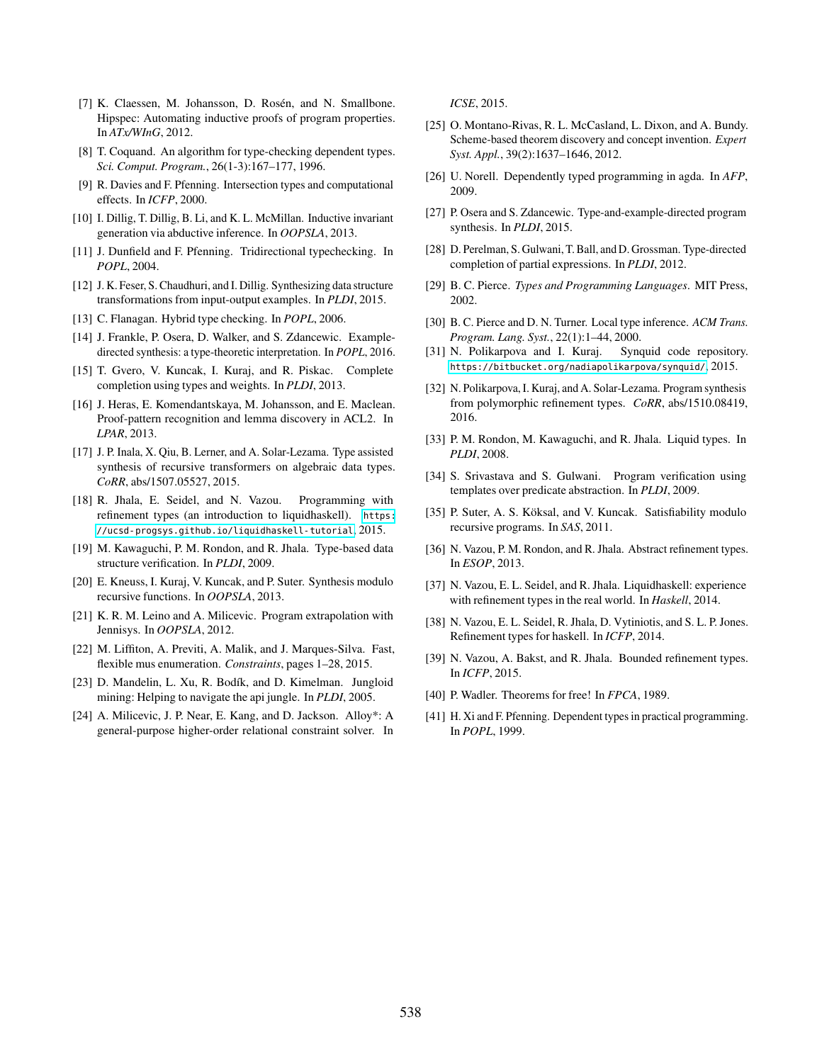[7] K. Claessen, M. Johansson, D. Rosén, and N. Smallbone. Hipspec: Automating inductive proofs of program properties. In *ATx/WInG*, 2012.

[8] T. Coquand. An algorithm for type-checking dependent types. *Sci. Comput. Program.*, 26(1-3):167–177, 1996.

[9] R. Davies and F. Pfenning. Intersection types and computational effects. In *ICFP*, 2000.

[10] I. Dillig, T. Dillig, B. Li, and K. L. McMillan. Inductive invariant generation via abductive inference. In *OOPSLA*, 2013.

[11] J. Dunfield and F. Pfenning. Tridirectional typechecking. In *POPL*, 2004.

[12] J. K. Feser, S. Chaudhuri, and I. Dillig. Synthesizing data structure transformations from input-output examples. In *PLDI*, 2015.

[13] C. Flanagan. Hybrid type checking. In *POPL*, 2006.

[14] J. Frankle, P. Osera, D. Walker, and S. Zdancewic. Example-directed synthesis: a type-theoretic interpretation. In *POPL*, 2016.

[15] T. Gvero, V. Kuncak, I. Kuraj, and R. Piskac. Complete completion using types and weights. In *PLDI*, 2013.

[16] J. Heras, E. Komendantskaya, M. Johansson, and E. Maclean. Proof-pattern recognition and lemma discovery in ACL2. In *LPAR*, 2013.

[17] J. P. Inala, X. Qiu, B. Lerner, and A. Solar-Lezama. Type assisted synthesis of recursive transformers on algebraic data types. *CoRR*, abs/1507.05527, 2015.

[18] R. Jhala, E. Seidel, and N. Vazou. Programming with refinement types (an introduction to liquidhaskell). https://ucsd-progsys.github.io/liquidhaskell-tutorial, 2015.

[19] M. Kawaguchi, P. M. Rondon, and R. Jhala. Type-based data structure verification. In *PLDI*, 2009.

[20] E. Kneuss, I. Kuraj, V. Kuncak, and P. Suter. Synthesis modulo recursive functions. In *OOPSLA*, 2013.

[21] K. R. M. Leino and A. Milicevic. Program extrapolation with Jennisys. In *OOPSLA*, 2012.

[22] M. Liffiton, A. Previti, A. Malik, and J. Marques-Silva. Fast, flexible mus enumeration. *Constraints*, pages 1–28, 2015.

[23] D. Mandelin, L. Xu, R. Bodík, and D. Kimelman. Jungloid mining: Helping to navigate the api jungle. In *PLDI*, 2005.

[24] A. Milicevic, J. P. Near, E. Kang, and D. Jackson. Alloy*: A general-purpose higher-order relational constraint solver. In *ICSE*, 2015.

[25] O. Montano-Rivas, R. L. McCasland, L. Dixon, and A. Bundy. Scheme-based theorem discovery and concept invention. *Expert Syst. Appl.*, 39(2):1637–1646, 2012.

[26] U. Norell. Dependently typed programming in agda. In *AFP*, 2009.

[27] P. Osera and S. Zdancewic. Type-and-example-directed program synthesis. In *PLDI*, 2015.

[28] D. Perelman, S. Gulwani, T. Ball, and D. Grossman. Type-directed completion of partial expressions. In *PLDI*, 2012.

[29] B. C. Pierce. *Types and Programming Languages*. MIT Press, 2002.

[30] B. C. Pierce and D. N. Turner. Local type inference. *ACM Trans. Program. Lang. Syst.*, 22(1):1–44, 2000.

[31] N. Polikarpova and I. Kuraj. Synquid code repository. https://bitbucket.org/nadiapolikarpova/synquid/, 2015.

[32] N. Polikarpova, I. Kuraj, and A. Solar-Lezama. Program synthesis from polymorphic refinement types. *CoRR*, abs/1510.08419, 2016.

[33] P. M. Rondon, M. Kawaguchi, and R. Jhala. Liquid types. In *PLDI*, 2008.

[34] S. Srivastava and S. Gulwani. Program verification using templates over predicate abstraction. In *PLDI*, 2009.

[35] P. Suter, A. S. Köksal, and V. Kuncak. Satisfiability modulo recursive programs. In *SAS*, 2011.

[36] N. Vazou, P. M. Rondon, and R. Jhala. Abstract refinement types. In *ESOP*, 2013.

[37] N. Vazou, E. L. Seidel, and R. Jhala. Liquidhaskell: experience with refinement types in the real world. In *Haskell*, 2014.

[38] N. Vazou, E. L. Seidel, R. Jhala, D. Vytiniotis, and S. L. P. Jones. Refinement types for haskell. In *ICFP*, 2014.

[39] N. Vazou, A. Bakst, and R. Jhala. Bounded refinement types. In *ICFP*, 2015.

[40] P. Wadler. Theorems for free! In *FPCA*, 1989.

[41] H. Xi and F. Pfenning. Dependent types in practical programming. In *POPL*, 1999.